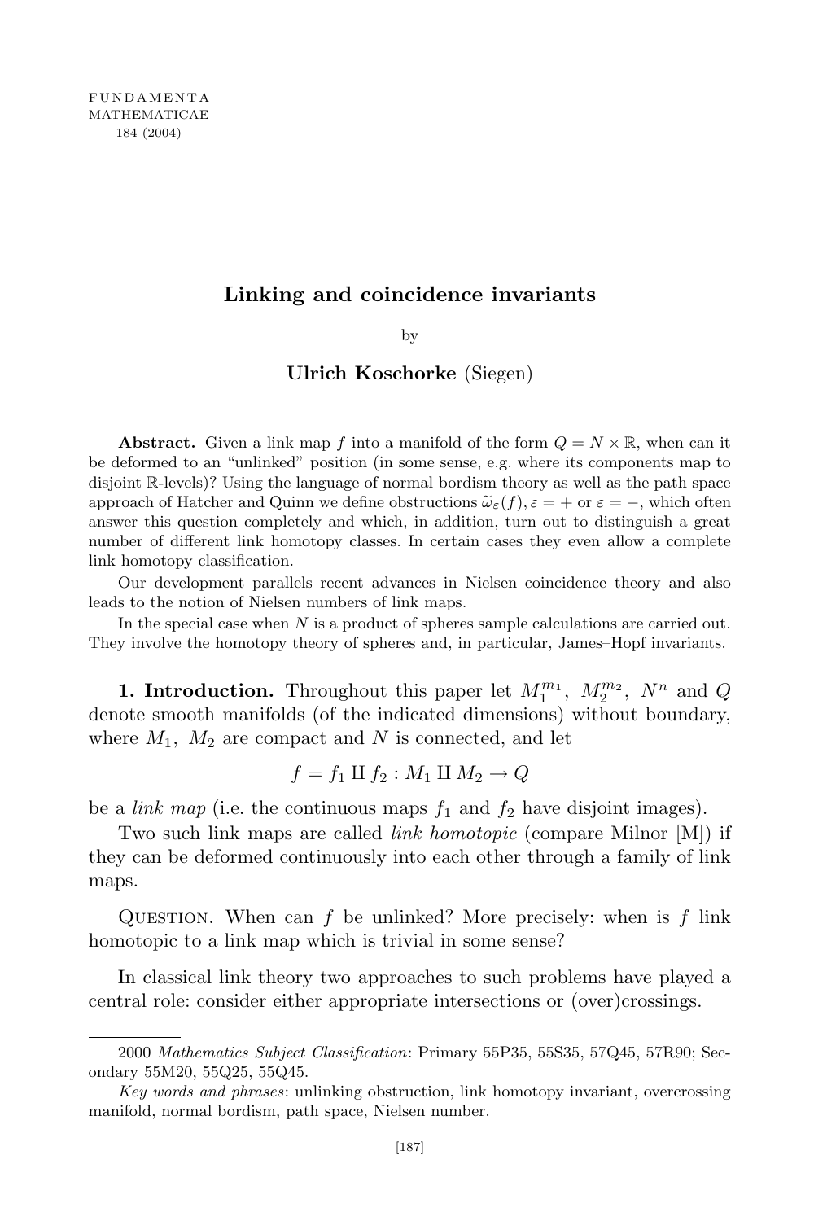# Linking and coincidence invariants

by

**Ulrich Koschorke** (Siegen)

**Abstract.** Given a link map $f$ into a manifold of the form $Q = N \times \mathbb{R}$, when can it be deformed to an "unlinked" position (in some sense, e.g. where its components map to disjoint $\mathbb{R}$-levels)? Using the language of normal bordism theory as well as the path space approach of Hatcher and Quinn we define obstructions $\widetilde{\omega}_\varepsilon(f), \varepsilon = +$ or $\varepsilon = -$, which often answer this question completely and which, in addition, turn out to distinguish a great number of different link homotopy classes. In certain cases they even allow a complete link homotopy classification.

Our development parallels recent advances in Nielsen coincidence theory and also leads to the notion of Nielsen numbers of link maps.

In the special case when $N$ is a product of spheres sample calculations are carried out. They involve the homotopy theory of spheres and, in particular, James–Hopf invariants.

**1. Introduction.** Throughout this paper let $M_1^{m_1},\ M_2^{m_2},\ N^n$ and $Q$ denote smooth manifolds (of the indicated dimensions) without boundary, where $M_1,\ M_2$ are compact and $N$ is connected, and let

$$f = f_1 \amalg f_2 : M_1 \amalg M_2 \to Q$$

be a *link map* (i.e. the continuous maps $f_1$ and $f_2$ have disjoint images).

Two such link maps are called *link homotopic* (compare Milnor [M]) if they can be deformed continuously into each other through a family of link maps.

Question. When can $f$ be unlinked? More precisely: when is $f$ link homotopic to a link map which is trivial in some sense?

In classical link theory two approaches to such problems have played a central role: consider either appropriate intersections or (over)crossings.

---

2000 *Mathematics Subject Classification*: Primary 55P35, 55S35, 57Q45, 57R90; Secondary 55M20, 55Q25, 55Q45.

*Key words and phrases*: unlinking obstruction, link homotopy invariant, overcrossing manifold, normal bordism, path space, Nielsen number.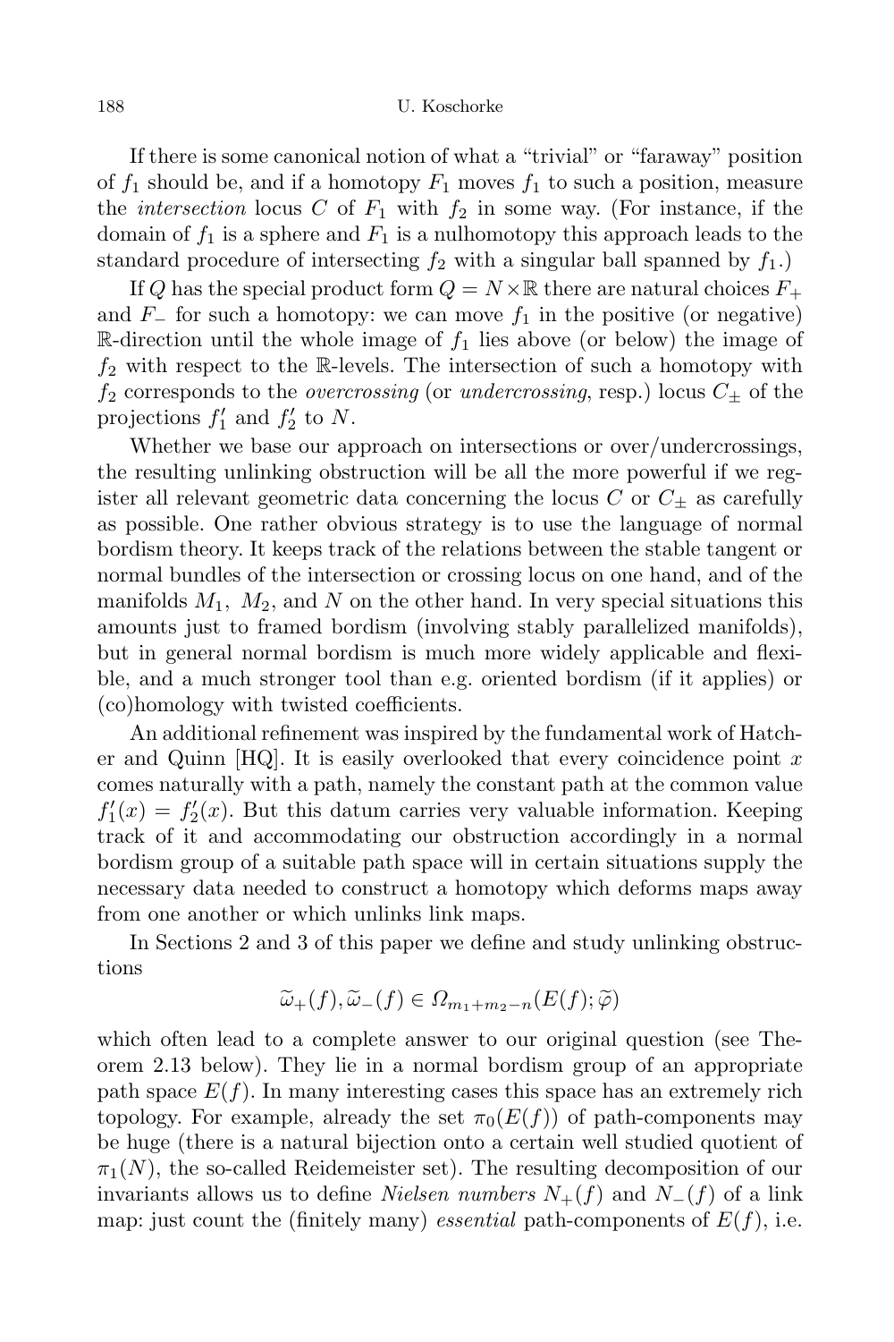If there is some canonical notion of what a "trivial" or "faraway" position of $f_1$ should be, and if a homotopy $F_1$ moves $f_1$ to such a position, measure the *intersection* locus $C$ of $F_1$ with $f_2$ in some way. (For instance, if the domain of $f_1$ is a sphere and $F_1$ is a nulhomotopy this approach leads to the standard procedure of intersecting $f_2$ with a singular ball spanned by $f_1$.)

If $Q$ has the special product form $Q = N \times \mathbb{R}$ there are natural choices $F_+$ and $F_-$ for such a homotopy: we can move $f_1$ in the positive (or negative) $\mathbb{R}$-direction until the whole image of $f_1$ lies above (or below) the image of $f_2$ with respect to the $\mathbb{R}$-levels. The intersection of such a homotopy with $f_2$ corresponds to the *overcrossing* (or *undercrossing*, resp.) locus $C_\pm$ of the projections $f_1'$ and $f_2'$ to $N$.

Whether we base our approach on intersections or over/undercrossings, the resulting unlinking obstruction will be all the more powerful if we register all relevant geometric data concerning the locus $C$ or $C_\pm$ as carefully as possible. One rather obvious strategy is to use the language of normal bordism theory. It keeps track of the relations between the stable tangent or normal bundles of the intersection or crossing locus on one hand, and of the manifolds $M_1$, $M_2$, and $N$ on the other hand. In very special situations this amounts just to framed bordism (involving stably parallelized manifolds), but in general normal bordism is much more widely applicable and flexible, and a much stronger tool than e.g. oriented bordism (if it applies) or (co)homology with twisted coefficients.

An additional refinement was inspired by the fundamental work of Hatcher and Quinn [HQ]. It is easily overlooked that every coincidence point $x$ comes naturally with a path, namely the constant path at the common value $f_1'(x) = f_2'(x)$. But this datum carries very valuable information. Keeping track of it and accommodating our obstruction accordingly in a normal bordism group of a suitable path space will in certain situations supply the necessary data needed to construct a homotopy which deforms maps away from one another or which unlinks link maps.

In Sections 2 and 3 of this paper we define and study unlinking obstructions

$$\widetilde{\omega}_+(f), \widetilde{\omega}_-(f) \in \Omega_{m_1+m_2-n}(E(f); \widetilde{\varphi})$$

which often lead to a complete answer to our original question (see Theorem 2.13 below). They lie in a normal bordism group of an appropriate path space $E(f)$. In many interesting cases this space has an extremely rich topology. For example, already the set $\pi_0(E(f))$ of path-components may be huge (there is a natural bijection onto a certain well studied quotient of $\pi_1(N)$, the so-called Reidemeister set). The resulting decomposition of our invariants allows us to define *Nielsen numbers* $N_+(f)$ and $N_-(f)$ of a link map: just count the (finitely many) *essential* path-components of $E(f)$, i.e.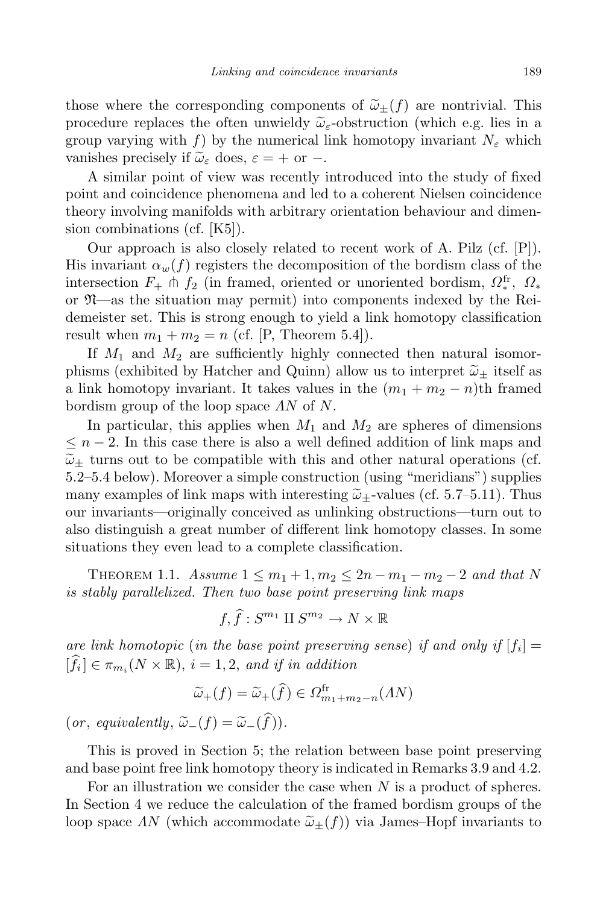those where the corresponding components of $\widetilde{\omega}_{\pm}(f)$ are nontrivial. This procedure replaces the often unwieldy $\widetilde{\omega}_{\varepsilon}$-obstruction (which e.g. lies in a group varying with $f$) by the numerical link homotopy invariant $N_{\varepsilon}$ which vanishes precisely if $\widetilde{\omega}_{\varepsilon}$ does, $\varepsilon = +$ or $-$.

A similar point of view was recently introduced into the study of fixed point and coincidence phenomena and led to a coherent Nielsen coincidence theory involving manifolds with arbitrary orientation behaviour and dimension combinations (cf. [K5]).

Our approach is also closely related to recent work of A. Pilz (cf. [P]). His invariant $\alpha_w(f)$ registers the decomposition of the bordism class of the intersection $F_+ \pitchfork f_2$ (in framed, oriented or unoriented bordism, $\Omega_*^{\mathrm{fr}}$, $\Omega_*$ or $\mathfrak{N}$—as the situation may permit) into components indexed by the Reidemeister set. This is strong enough to yield a link homotopy classification result when $m_1 + m_2 = n$ (cf. [P, Theorem 5.4]).

If $M_1$ and $M_2$ are sufficiently highly connected then natural isomorphisms (exhibited by Hatcher and Quinn) allow us to interpret $\widetilde{\omega}_{\pm}$ itself as a link homotopy invariant. It takes values in the $(m_1 + m_2 - n)$th framed bordism group of the loop space $\Lambda N$ of $N$.

In particular, this applies when $M_1$ and $M_2$ are spheres of dimensions $\leq n-2$. In this case there is also a well defined addition of link maps and $\widetilde{\omega}_{\pm}$ turns out to be compatible with this and other natural operations (cf. 5.2–5.4 below). Moreover a simple construction (using "meridians") supplies many examples of link maps with interesting $\widetilde{\omega}_{\pm}$-values (cf. 5.7–5.11). Thus our invariants—originally conceived as unlinking obstructions—turn out to also distinguish a great number of different link homotopy classes. In some situations they even lead to a complete classification.

Theorem 1.1. *Assume* $1 \leq m_1 + 1, m_2 \leq 2n - m_1 - m_2 - 2$ *and that* $N$ *is stably parallelized. Then two base point preserving link maps*

$$f, \widehat{f} : S^{m_1} \amalg S^{m_2} \to N \times \mathbb{R}$$

*are link homotopic* (*in the base point preserving sense*) *if and only if* $[f_i] = [\widehat{f}_i] \in \pi_{m_i}(N \times \mathbb{R})$, $i = 1, 2$, *and if in addition*

$$\widetilde{\omega}_+(f) = \widetilde{\omega}_+(\widehat{f}) \in \Omega^{\mathrm{fr}}_{m_1+m_2-n}(\Lambda N)$$

(*or, equivalently*, $\widetilde{\omega}_-(f) = \widetilde{\omega}_-(\widehat{f})$).

This is proved in Section 5; the relation between base point preserving and base point free link homotopy theory is indicated in Remarks 3.9 and 4.2.

For an illustration we consider the case when $N$ is a product of spheres. In Section 4 we reduce the calculation of the framed bordism groups of the loop space $\Lambda N$ (which accommodate $\widetilde{\omega}_{\pm}(f)$) via James–Hopf invariants to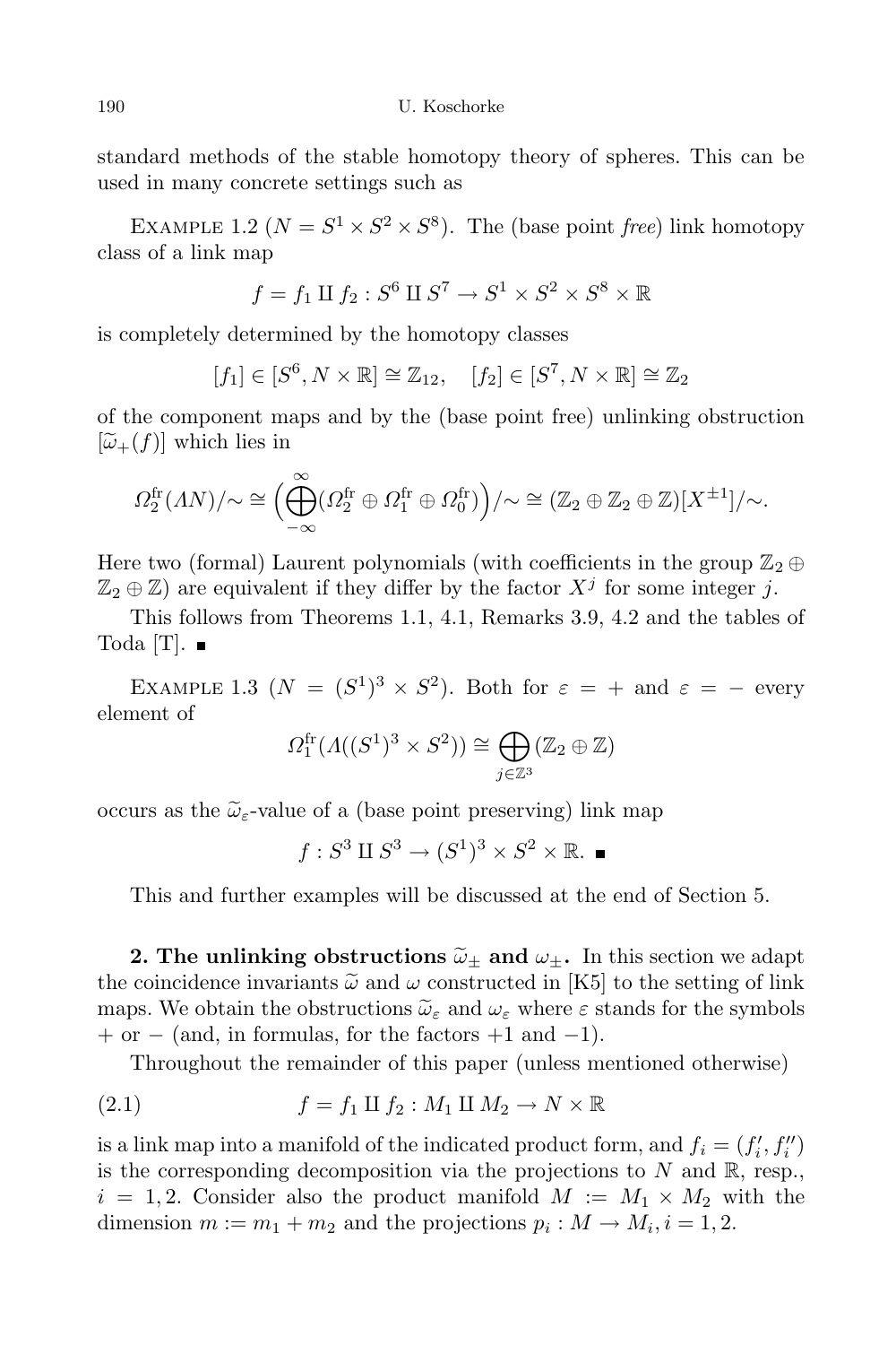standard methods of the stable homotopy theory of spheres. This can be used in many concrete settings such as

Example 1.2 ($N = S^1 \times S^2 \times S^8$). The (base point *free*) link homotopy class of a link map

$$f = f_1 \amalg f_2 : S^6 \amalg S^7 \to S^1 \times S^2 \times S^8 \times \mathbb{R}$$

is completely determined by the homotopy classes

$$[f_1] \in [S^6, N \times \mathbb{R}] \cong \mathbb{Z}_{12}, \quad [f_2] \in [S^7, N \times \mathbb{R}] \cong \mathbb{Z}_2$$

of the component maps and by the (base point free) unlinking obstruction $[\widetilde{\omega}_+(f)]$ which lies in

$$\Omega_2^{\mathrm{fr}}(\Lambda N)/\sim \cong \Big(\bigoplus_{-\infty}^{\infty} (\Omega_2^{\mathrm{fr}} \oplus \Omega_1^{\mathrm{fr}} \oplus \Omega_0^{\mathrm{fr}})\Big)/\sim \cong (\mathbb{Z}_2 \oplus \mathbb{Z}_2 \oplus \mathbb{Z})[X^{\pm 1}]/\sim.$$

Here two (formal) Laurent polynomials (with coefficients in the group $\mathbb{Z}_2 \oplus \mathbb{Z}_2 \oplus \mathbb{Z}$) are equivalent if they differ by the factor $X^j$ for some integer $j$.

This follows from Theorems 1.1, 4.1, Remarks 3.9, 4.2 and the tables of Toda [T]. ∎

Example 1.3 ($N = (S^1)^3 \times S^2$). Both for $\varepsilon = +$ and $\varepsilon = -$ every element of

$$\Omega_1^{\mathrm{fr}}(\Lambda((S^1)^3 \times S^2)) \cong \bigoplus_{j \in \mathbb{Z}^3} (\mathbb{Z}_2 \oplus \mathbb{Z})$$

occurs as the $\widetilde{\omega}_\varepsilon$-value of a (base point preserving) link map

$$f : S^3 \amalg S^3 \to (S^1)^3 \times S^2 \times \mathbb{R}. \; ∎$$

This and further examples will be discussed at the end of Section 5.

## 2. The unlinking obstructions $\widetilde{\omega}_\pm$ and $\omega_\pm$.

In this section we adapt the coincidence invariants $\widetilde{\omega}$ and $\omega$ constructed in [K5] to the setting of link maps. We obtain the obstructions $\widetilde{\omega}_\varepsilon$ and $\omega_\varepsilon$ where $\varepsilon$ stands for the symbols $+$ or $-$ (and, in formulas, for the factors $+1$ and $-1$).

Throughout the remainder of this paper (unless mentioned otherwise)

$$f = f_1 \amalg f_2 : M_1 \amalg M_2 \to N \times \mathbb{R} \tag{2.1}$$

is a link map into a manifold of the indicated product form, and $f_i = (f_i', f_i'')$ is the corresponding decomposition via the projections to $N$ and $\mathbb{R}$, resp., $i = 1, 2$. Consider also the product manifold $M := M_1 \times M_2$ with the dimension $m := m_1 + m_2$ and the projections $p_i : M \to M_i, i = 1, 2$.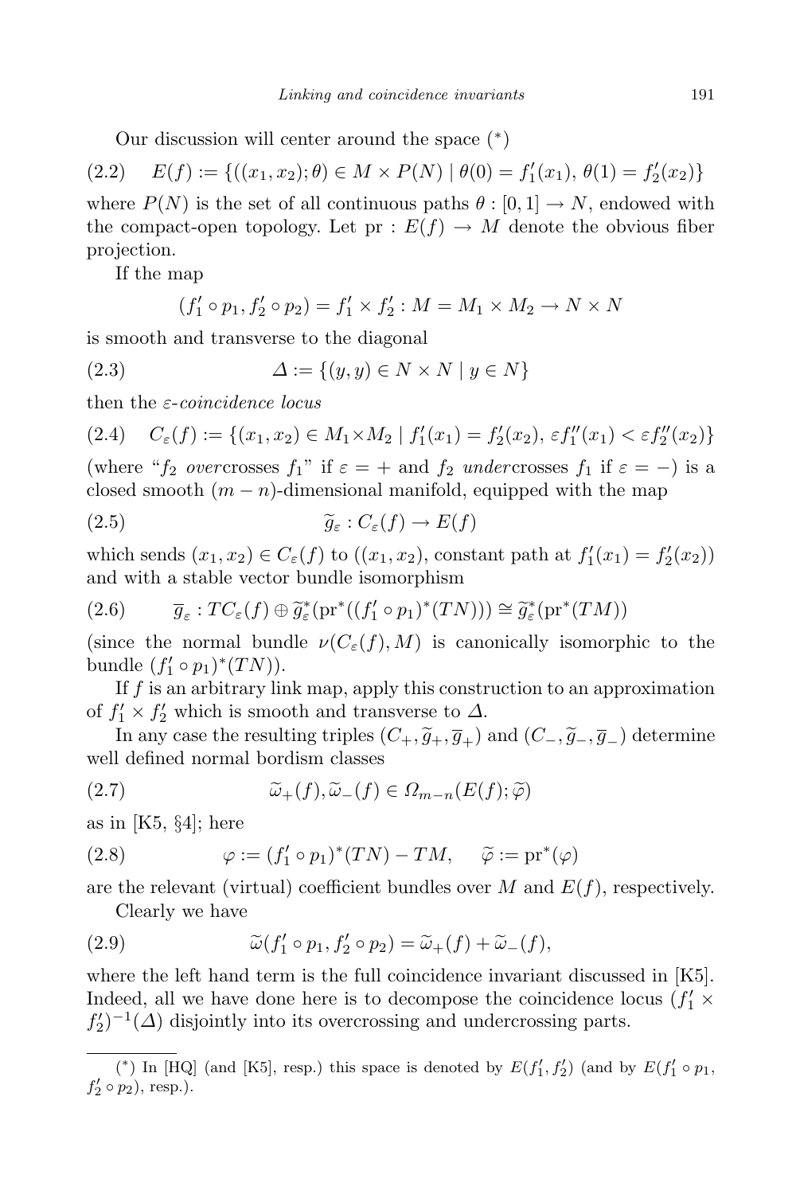Our discussion will center around the space (*)

$$E(f) := \{((x_1, x_2); \theta) \in M \times P(N) \mid \theta(0) = f_1'(x_1),\ \theta(1) = f_2'(x_2)\} \tag{2.2}$$

where $P(N)$ is the set of all continuous paths $\theta : [0,1] \to N$, endowed with the compact-open topology. Let $\mathrm{pr} : E(f) \to M$ denote the obvious fiber projection.

If the map

$$(f_1' \circ p_1, f_2' \circ p_2) = f_1' \times f_2' : M = M_1 \times M_2 \to N \times N$$

is smooth and transverse to the diagonal

$$\Delta := \{(y, y) \in N \times N \mid y \in N\} \tag{2.3}$$

then the *ε-coincidence locus*

$$C_\varepsilon(f) := \{(x_1, x_2) \in M_1 \times M_2 \mid f_1'(x_1) = f_2'(x_2),\ \varepsilon f_1''(x_1) < \varepsilon f_2''(x_2)\} \tag{2.4}$$

(where "$f_2$ *over*crosses $f_1$" if $\varepsilon = +$ and $f_2$ *under*crosses $f_1$ if $\varepsilon = -$) is a closed smooth $(m-n)$-dimensional manifold, equipped with the map

$$\widetilde{g}_\varepsilon : C_\varepsilon(f) \to E(f) \tag{2.5}$$

which sends $(x_1, x_2) \in C_\varepsilon(f)$ to $((x_1, x_2)$, constant path at $f_1'(x_1) = f_2'(x_2))$ and with a stable vector bundle isomorphism

$$\overline{g}_\varepsilon : TC_\varepsilon(f) \oplus \widetilde{g}_\varepsilon^*(\mathrm{pr}^*((f_1' \circ p_1)^*(TN))) \cong \widetilde{g}_\varepsilon^*(\mathrm{pr}^*(TM)) \tag{2.6}$$

(since the normal bundle $\nu(C_\varepsilon(f), M)$ is canonically isomorphic to the bundle $(f_1' \circ p_1)^*(TN)$).

If $f$ is an arbitrary link map, apply this construction to an approximation of $f_1' \times f_2'$ which is smooth and transverse to $\Delta$.

In any case the resulting triples $(C_+, \widetilde{g}_+, \overline{g}_+)$ and $(C_-, \widetilde{g}_-, \overline{g}_-)$ determine well defined normal bordism classes

$$\widetilde{\omega}_+(f), \widetilde{\omega}_-(f) \in \Omega_{m-n}(E(f); \widetilde{\varphi}) \tag{2.7}$$

as in [K5, §4]; here

$$\varphi := (f_1' \circ p_1)^*(TN) - TM, \qquad \widetilde{\varphi} := \mathrm{pr}^*(\varphi) \tag{2.8}$$

are the relevant (virtual) coefficient bundles over $M$ and $E(f)$, respectively.

Clearly we have

$$\widetilde{\omega}(f_1' \circ p_1, f_2' \circ p_2) = \widetilde{\omega}_+(f) + \widetilde{\omega}_-(f), \tag{2.9}$$

where the left hand term is the full coincidence invariant discussed in [K5]. Indeed, all we have done here is to decompose the coincidence locus $(f_1' \times f_2')^{-1}(\Delta)$ disjointly into its overcrossing and undercrossing parts.

---

(*) In [HQ] (and [K5], resp.) this space is denoted by $E(f_1', f_2')$ (and by $E(f_1' \circ p_1, f_2' \circ p_2)$, resp.).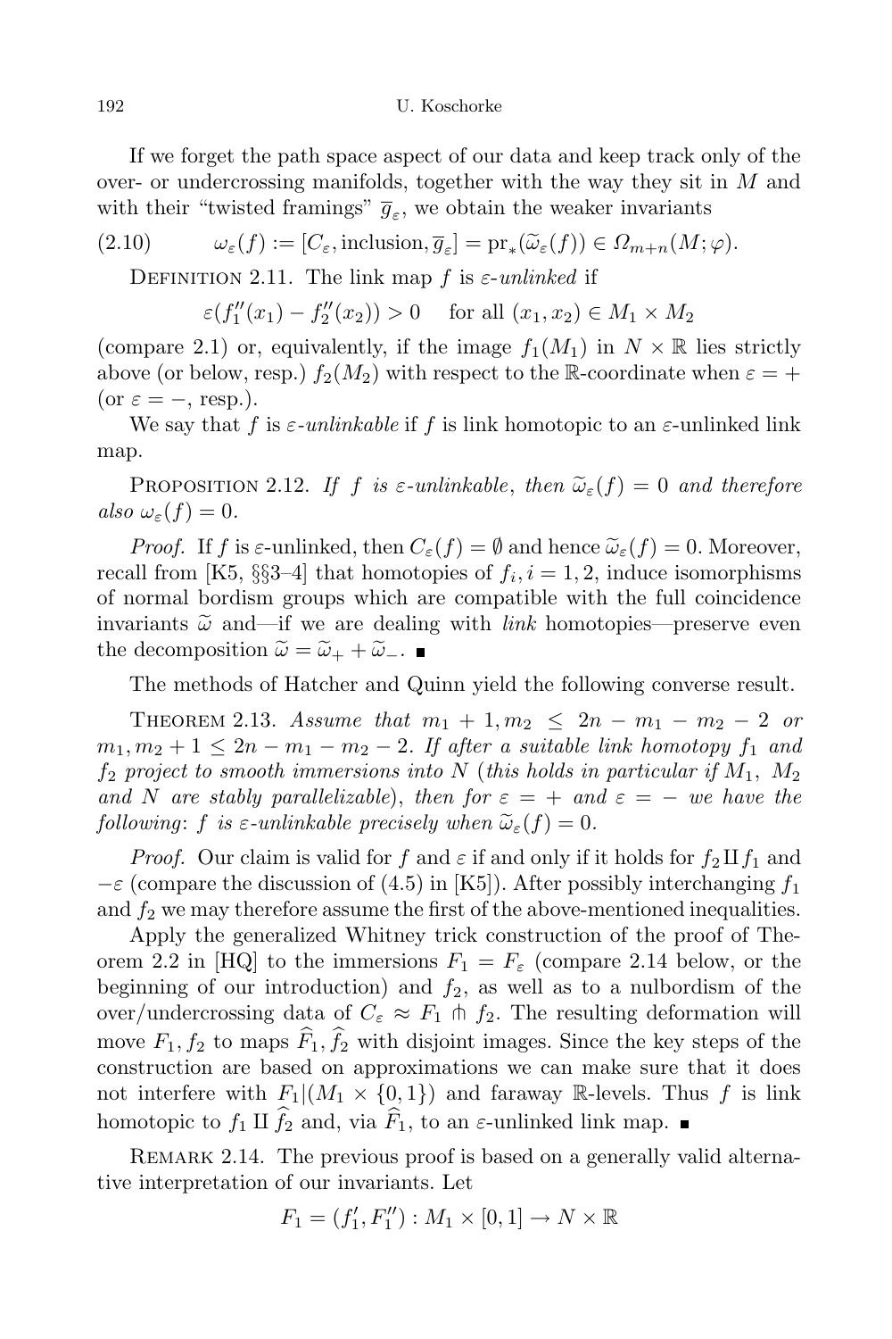If we forget the path space aspect of our data and keep track only of the over- or undercrossing manifolds, together with the way they sit in $M$ and with their "twisted framings" $\overline{g}_\varepsilon$, we obtain the weaker invariants

$$\omega_\varepsilon(f) := [C_\varepsilon, \text{inclusion}, \overline{g}_\varepsilon] = \mathrm{pr}_*(\widetilde{\omega}_\varepsilon(f)) \in \Omega_{m+n}(M;\varphi). \tag{2.10}$$

Definition 2.11. The link map $f$ is *$\varepsilon$-unlinked* if

$$\varepsilon(f_1''(x_1) - f_2''(x_2)) > 0 \quad \text{for all } (x_1, x_2) \in M_1 \times M_2$$

(compare 2.1) or, equivalently, if the image $f_1(M_1)$ in $N \times \mathbb{R}$ lies strictly above (or below, resp.) $f_2(M_2)$ with respect to the $\mathbb{R}$-coordinate when $\varepsilon = +$ (or $\varepsilon = -$, resp.).

We say that $f$ is *$\varepsilon$-unlinkable* if $f$ is link homotopic to an $\varepsilon$-unlinked link map.

Proposition 2.12. *If $f$ is $\varepsilon$-unlinkable, then $\widetilde{\omega}_\varepsilon(f) = 0$ and therefore also $\omega_\varepsilon(f) = 0$.*

*Proof.* If $f$ is $\varepsilon$-unlinked, then $C_\varepsilon(f) = \emptyset$ and hence $\widetilde{\omega}_\varepsilon(f) = 0$. Moreover, recall from [K5, §§3–4] that homotopies of $f_i$, $i = 1, 2$, induce isomorphisms of normal bordism groups which are compatible with the full coincidence invariants $\widetilde{\omega}$ and—if we are dealing with *link* homotopies—preserve even the decomposition $\widetilde{\omega} = \widetilde{\omega}_+ + \widetilde{\omega}_-$. ■

The methods of Hatcher and Quinn yield the following converse result.

Theorem 2.13. *Assume that $m_1 + 1, m_2 \leq 2n - m_1 - m_2 - 2$ or $m_1, m_2 + 1 \leq 2n - m_1 - m_2 - 2$. If after a suitable link homotopy $f_1$ and $f_2$ project to smooth immersions into $N$ (this holds in particular if $M_1$, $M_2$ and $N$ are stably parallelizable), then for $\varepsilon = +$ and $\varepsilon = -$ we have the following: $f$ is $\varepsilon$-unlinkable precisely when $\widetilde{\omega}_\varepsilon(f) = 0$.*

*Proof.* Our claim is valid for $f$ and $\varepsilon$ if and only if it holds for $f_2 \amalg f_1$ and $-\varepsilon$ (compare the discussion of (4.5) in [K5]). After possibly interchanging $f_1$ and $f_2$ we may therefore assume the first of the above-mentioned inequalities.

Apply the generalized Whitney trick construction of the proof of Theorem 2.2 in [HQ] to the immersions $F_1 = F_\varepsilon$ (compare 2.14 below, or the beginning of our introduction) and $f_2$, as well as to a nulbordism of the over/undercrossing data of $C_\varepsilon \approx F_1 \pitchfork f_2$. The resulting deformation will move $F_1, f_2$ to maps $\widehat{F}_1, \widehat{f}_2$ with disjoint images. Since the key steps of the construction are based on approximations we can make sure that it does not interfere with $F_1|(M_1 \times \{0,1\})$ and faraway $\mathbb{R}$-levels. Thus $f$ is link homotopic to $f_1 \amalg \widehat{f}_2$ and, via $\widehat{F}_1$, to an $\varepsilon$-unlinked link map. ■

Remark 2.14. The previous proof is based on a generally valid alternative interpretation of our invariants. Let

$$F_1 = (f_1', F_1'') : M_1 \times [0,1] \to N \times \mathbb{R}$$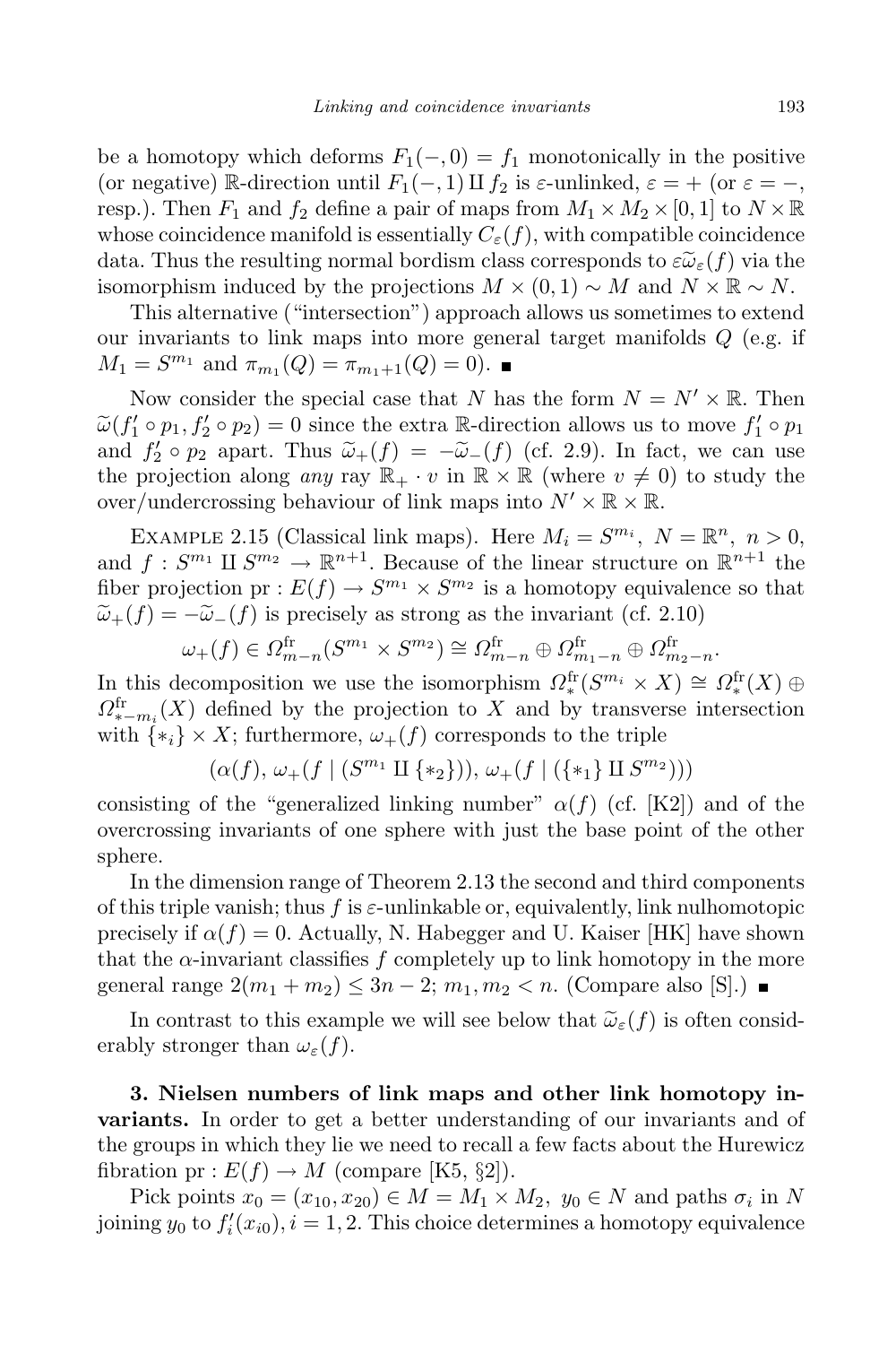be a homotopy which deforms $F_1(-,0) = f_1$ monotonically in the positive (or negative) $\mathbb{R}$-direction until $F_1(-,1) \amalg f_2$ is $\varepsilon$-unlinked, $\varepsilon = +$ (or $\varepsilon = -$, resp.). Then $F_1$ and $f_2$ define a pair of maps from $M_1 \times M_2 \times [0,1]$ to $N \times \mathbb{R}$ whose coincidence manifold is essentially $C_\varepsilon(f)$, with compatible coincidence data. Thus the resulting normal bordism class corresponds to $\varepsilon\widetilde{\omega}_\varepsilon(f)$ via the isomorphism induced by the projections $M \times (0,1) \sim M$ and $N \times \mathbb{R} \sim N$.

This alternative ("intersection") approach allows us sometimes to extend our invariants to link maps into more general target manifolds $Q$ (e.g. if $M_1 = S^{m_1}$ and $\pi_{m_1}(Q) = \pi_{m_1+1}(Q) = 0$). ∎

Now consider the special case that $N$ has the form $N = N' \times \mathbb{R}$. Then $\widetilde{\omega}(f_1' \circ p_1, f_2' \circ p_2) = 0$ since the extra $\mathbb{R}$-direction allows us to move $f_1' \circ p_1$ and $f_2' \circ p_2$ apart. Thus $\widetilde{\omega}_+(f) = -\widetilde{\omega}_-(f)$ (cf. 2.9). In fact, we can use the projection along *any* ray $\mathbb{R}_+ \cdot v$ in $\mathbb{R} \times \mathbb{R}$ (where $v \neq 0$) to study the over/undercrossing behaviour of link maps into $N' \times \mathbb{R} \times \mathbb{R}$.

Example 2.15 (Classical link maps). Here $M_i = S^{m_i}$, $N = \mathbb{R}^n$, $n > 0$, and $f : S^{m_1} \amalg S^{m_2} \to \mathbb{R}^{n+1}$. Because of the linear structure on $\mathbb{R}^{n+1}$ the fiber projection $\mathrm{pr} : E(f) \to S^{m_1} \times S^{m_2}$ is a homotopy equivalence so that $\widetilde{\omega}_+(f) = -\widetilde{\omega}_-(f)$ is precisely as strong as the invariant (cf. 2.10)

$$\omega_+(f) \in \Omega^{\mathrm{fr}}_{m-n}(S^{m_1} \times S^{m_2}) \cong \Omega^{\mathrm{fr}}_{m-n} \oplus \Omega^{\mathrm{fr}}_{m_1-n} \oplus \Omega^{\mathrm{fr}}_{m_2-n}.$$

In this decomposition we use the isomorphism $\Omega^{\mathrm{fr}}_*(S^{m_i} \times X) \cong \Omega^{\mathrm{fr}}_*(X) \oplus \Omega^{\mathrm{fr}}_{*-m_i}(X)$ defined by the projection to $X$ and by transverse intersection with $\{*_i\} \times X$; furthermore, $\omega_+(f)$ corresponds to the triple

$$(\alpha(f),\, \omega_+(f \mid (S^{m_1} \amalg \{*_2\})),\, \omega_+(f \mid (\{*_1\} \amalg S^{m_2})))$$

consisting of the "generalized linking number" $\alpha(f)$ (cf. [K2]) and of the overcrossing invariants of one sphere with just the base point of the other sphere.

In the dimension range of Theorem 2.13 the second and third components of this triple vanish; thus $f$ is $\varepsilon$-unlinkable or, equivalently, link nulhomotopic precisely if $\alpha(f) = 0$. Actually, N. Habegger and U. Kaiser [HK] have shown that the $\alpha$-invariant classifies $f$ completely up to link homotopy in the more general range $2(m_1 + m_2) \le 3n - 2$; $m_1, m_2 < n$. (Compare also [S].) ∎

In contrast to this example we will see below that $\widetilde{\omega}_\varepsilon(f)$ is often considerably stronger than $\omega_\varepsilon(f)$.

**3. Nielsen numbers of link maps and other link homotopy invariants.** In order to get a better understanding of our invariants and of the groups in which they lie we need to recall a few facts about the Hurewicz fibration $\mathrm{pr} : E(f) \to M$ (compare [K5, §2]).

Pick points $x_0 = (x_{10}, x_{20}) \in M = M_1 \times M_2$, $y_0 \in N$ and paths $\sigma_i$ in $N$ joining $y_0$ to $f_i'(x_{i0})$, $i = 1, 2$. This choice determines a homotopy equivalence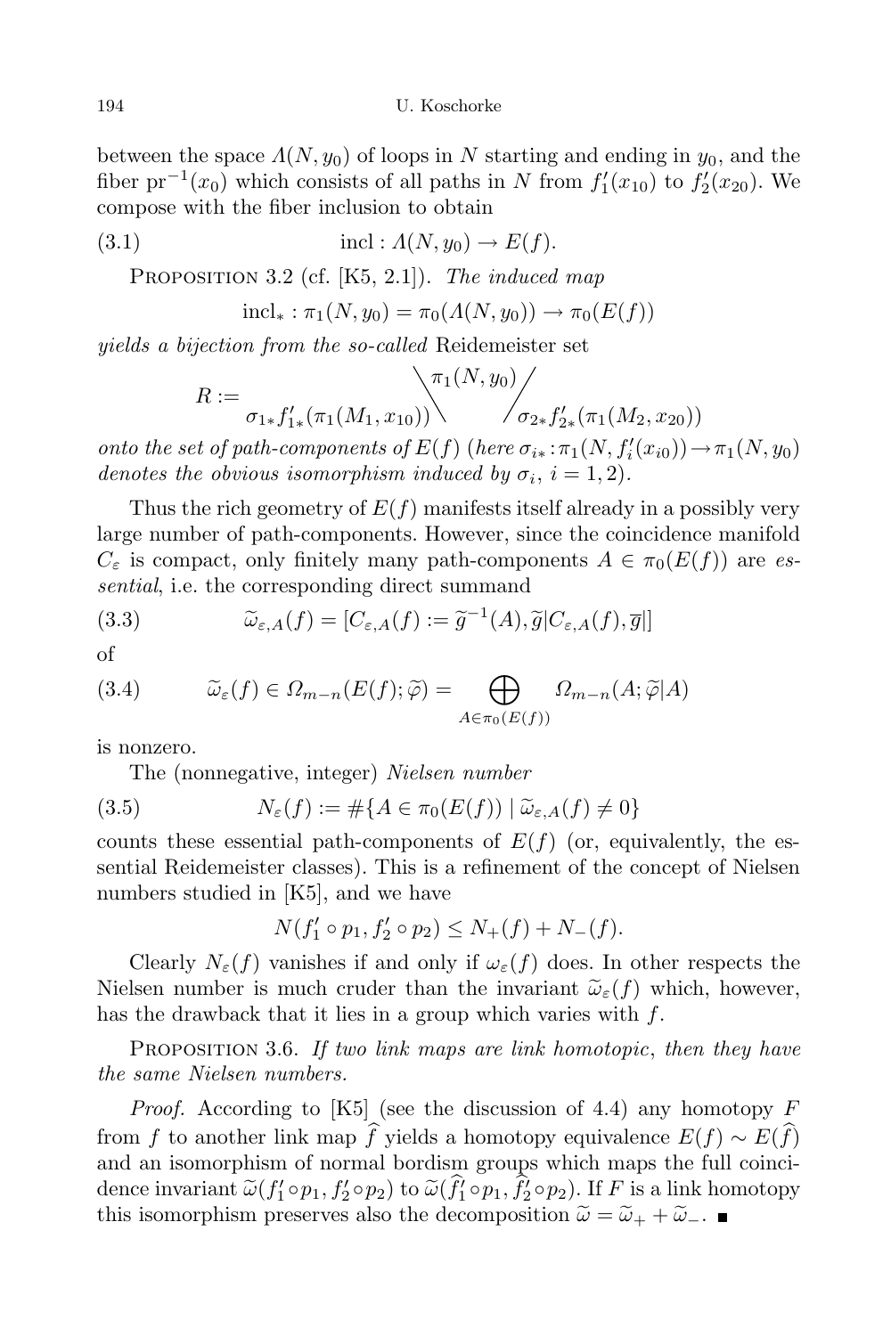between the space $\Lambda(N, y_0)$ of loops in $N$ starting and ending in $y_0$, and the fiber $\mathrm{pr}^{-1}(x_0)$ which consists of all paths in $N$ from $f_1'(x_{10})$ to $f_2'(x_{20})$. We compose with the fiber inclusion to obtain

$$\text{incl} : \Lambda(N, y_0) \to E(f). \tag{3.1}$$

Proposition 3.2 (cf. [K5, 2.1]). *The induced map*

$$\text{incl}_* : \pi_1(N, y_0) = \pi_0(\Lambda(N, y_0)) \to \pi_0(E(f))$$

*yields a bijection from the so-called* Reidemeister set

$$R := \sigma_{1*} f'_{1*}(\pi_1(M_1, x_{10})) \backslash \pi_1(N, y_0) / \sigma_{2*} f'_{2*}(\pi_1(M_2, x_{20}))$$

*onto the set of path-components of* $E(f)$ (*here* $\sigma_{i*} : \pi_1(N, f_i'(x_{i0})) \to \pi_1(N, y_0)$ *denotes the obvious isomorphism induced by* $\sigma_i$, $i = 1, 2$).

Thus the rich geometry of $E(f)$ manifests itself already in a possibly very large number of path-components. However, since the coincidence manifold $C_\varepsilon$ is compact, only finitely many path-components $A \in \pi_0(E(f))$ are *essential*, i.e. the corresponding direct summand

$$\widetilde{\omega}_{\varepsilon,A}(f) = [C_{\varepsilon,A}(f) := \widetilde{g}^{-1}(A), \widetilde{g}|C_{\varepsilon,A}(f), \overline{g}|] \tag{3.3}$$

of

$$\widetilde{\omega}_\varepsilon(f) \in \Omega_{m-n}(E(f); \widetilde{\varphi}) = \bigoplus_{A \in \pi_0(E(f))} \Omega_{m-n}(A; \widetilde{\varphi}|A) \tag{3.4}$$

is nonzero.

The (nonnegative, integer) *Nielsen number*

$$N_\varepsilon(f) := \#\{A \in \pi_0(E(f)) \mid \widetilde{\omega}_{\varepsilon,A}(f) \neq 0\} \tag{3.5}$$

counts these essential path-components of $E(f)$ (or, equivalently, the essential Reidemeister classes). This is a refinement of the concept of Nielsen numbers studied in [K5], and we have

$$N(f_1' \circ p_1, f_2' \circ p_2) \leq N_+(f) + N_-(f).$$

Clearly $N_\varepsilon(f)$ vanishes if and only if $\omega_\varepsilon(f)$ does. In other respects the Nielsen number is much cruder than the invariant $\widetilde{\omega}_\varepsilon(f)$ which, however, has the drawback that it lies in a group which varies with $f$.

Proposition 3.6. *If two link maps are link homotopic*, *then they have the same Nielsen numbers.*

*Proof.* According to [K5] (see the discussion of 4.4) any homotopy $F$ from $f$ to another link map $\widehat{f}$ yields a homotopy equivalence $E(f) \sim E(\widehat{f})$ and an isomorphism of normal bordism groups which maps the full coincidence invariant $\widetilde{\omega}(f_1' \circ p_1, f_2' \circ p_2)$ to $\widetilde{\omega}(\widehat{f}_1' \circ p_1, \widehat{f}_2' \circ p_2)$. If $F$ is a link homotopy this isomorphism preserves also the decomposition $\widetilde{\omega} = \widetilde{\omega}_+ + \widetilde{\omega}_-$. ∎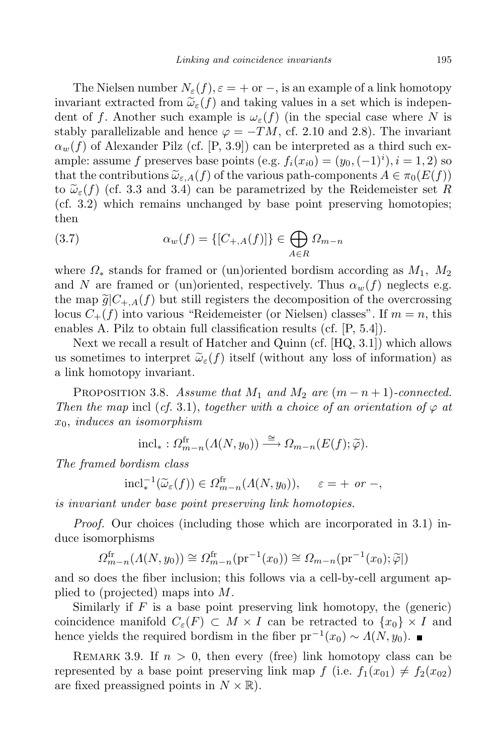The Nielsen number $N_\varepsilon(f), \varepsilon = +$ or $-$, is an example of a link homotopy invariant extracted from $\widetilde{\omega}_\varepsilon(f)$ and taking values in a set which is independent of $f$. Another such example is $\omega_\varepsilon(f)$ (in the special case where $N$ is stably parallelizable and hence $\varphi = -TM$, cf. 2.10 and 2.8). The invariant $\alpha_w(f)$ of Alexander Pilz (cf. [P, 3.9]) can be interpreted as a third such example: assume $f$ preserves base points (e.g. $f_i(x_{i0}) = (y_0, (-1)^i), i = 1, 2$) so that the contributions $\widetilde{\omega}_{\varepsilon,A}(f)$ of the various path-components $A \in \pi_0(E(f))$ to $\widetilde{\omega}_\varepsilon(f)$ (cf. 3.3 and 3.4) can be parametrized by the Reidemeister set $R$ (cf. 3.2) which remains unchanged by base point preserving homotopies; then

$$\alpha_w(f) = \{[C_{+,A}(f)]\} \in \bigoplus_{A \in R} \Omega_{m-n} \tag{3.7}$$

where $\Omega_*$ stands for framed or (un)oriented bordism according as $M_1$, $M_2$ and $N$ are framed or (un)oriented, respectively. Thus $\alpha_w(f)$ neglects e.g. the map $\widetilde{g}|C_{+,A}(f)$ but still registers the decomposition of the overcrossing locus $C_+(f)$ into various "Reidemeister (or Nielsen) classes". If $m = n$, this enables A. Pilz to obtain full classification results (cf. [P, 5.4]).

Next we recall a result of Hatcher and Quinn (cf. [HQ, 3.1]) which allows us sometimes to interpret $\widetilde{\omega}_\varepsilon(f)$ itself (without any loss of information) as a link homotopy invariant.

Proposition 3.8. *Assume that $M_1$ and $M_2$ are $(m-n+1)$-connected. Then the map* incl (*cf.* 3.1), *together with a choice of an orientation of $\varphi$ at $x_0$, induces an isomorphism*

$$\mathrm{incl}_* : \Omega^{\mathrm{fr}}_{m-n}(\Lambda(N, y_0)) \xrightarrow{\cong} \Omega_{m-n}(E(f); \widetilde{\varphi}).$$

*The framed bordism class*

$$\mathrm{incl}_*^{-1}(\widetilde{\omega}_\varepsilon(f)) \in \Omega^{\mathrm{fr}}_{m-n}(\Lambda(N, y_0)), \quad \varepsilon = + \text{ or } -,$$

*is invariant under base point preserving link homotopies.*

*Proof.* Our choices (including those which are incorporated in 3.1) induce isomorphisms

$$\Omega^{\mathrm{fr}}_{m-n}(\Lambda(N, y_0)) \cong \Omega^{\mathrm{fr}}_{m-n}(\mathrm{pr}^{-1}(x_0)) \cong \Omega_{m-n}(\mathrm{pr}^{-1}(x_0); \widetilde{\varphi}|)$$

and so does the fiber inclusion; this follows via a cell-by-cell argument applied to (projected) maps into $M$.

Similarly if $F$ is a base point preserving link homotopy, the (generic) coincidence manifold $C_\varepsilon(F) \subset M \times I$ can be retracted to $\{x_0\} \times I$ and hence yields the required bordism in the fiber $\mathrm{pr}^{-1}(x_0) \sim \Lambda(N, y_0)$. ∎

Remark 3.9. If $n > 0$, then every (free) link homotopy class can be represented by a base point preserving link map $f$ (i.e. $f_1(x_{01}) \neq f_2(x_{02})$ are fixed preassigned points in $N \times \mathbb{R}$).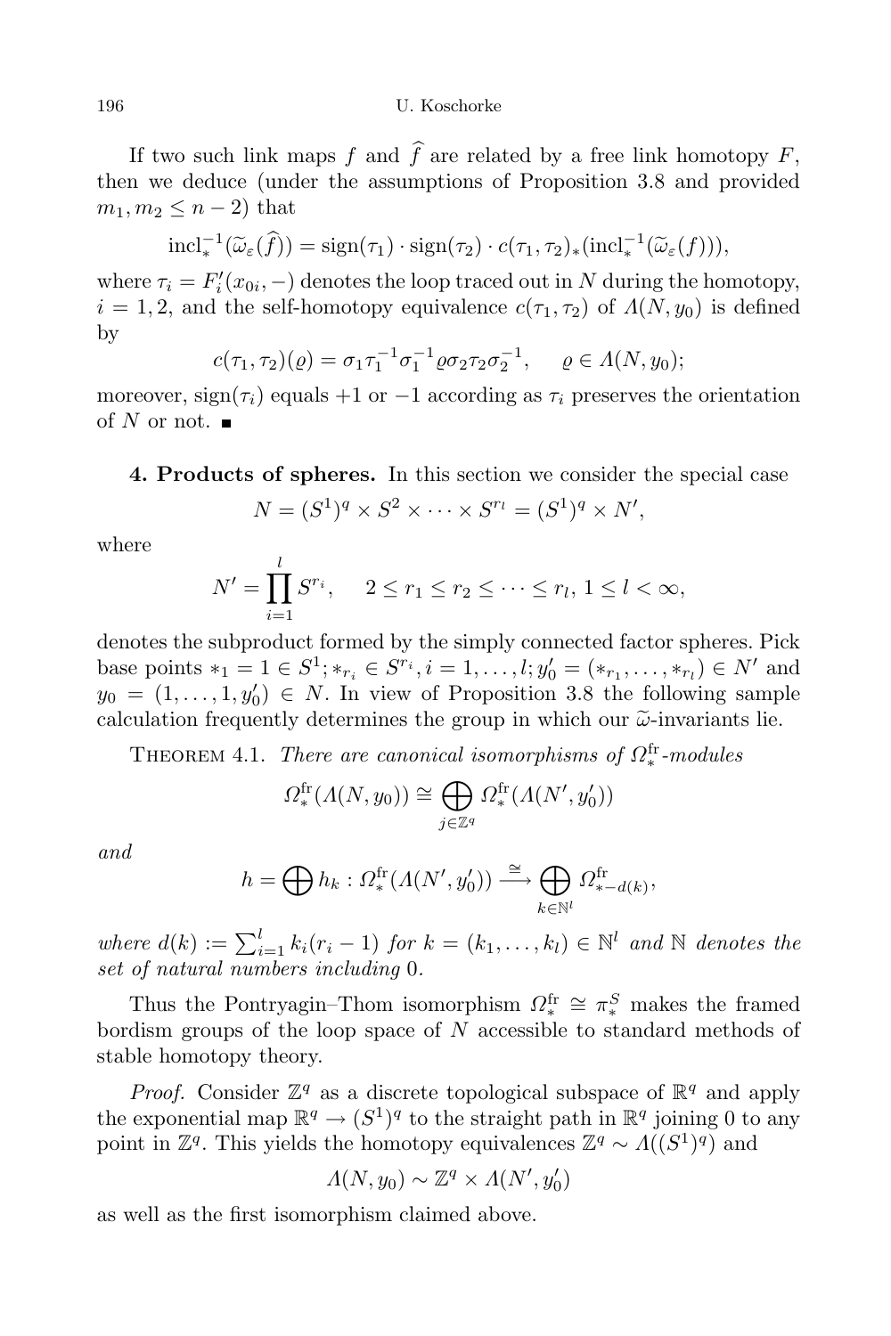If two such link maps $f$ and $\widehat{f}$ are related by a free link homotopy $F$, then we deduce (under the assumptions of Proposition 3.8 and provided $m_1, m_2 \le n-2$) that

$$\mathrm{incl}_*^{-1}(\widetilde{\omega}_\varepsilon(\widehat{f})) = \mathrm{sign}(\tau_1)\cdot \mathrm{sign}(\tau_2)\cdot c(\tau_1,\tau_2)_*(\mathrm{incl}_*^{-1}(\widetilde{\omega}_\varepsilon(f))),$$

where $\tau_i = F_i'(x_{0i}, -)$ denotes the loop traced out in $N$ during the homotopy, $i = 1, 2$, and the self-homotopy equivalence $c(\tau_1, \tau_2)$ of $\Lambda(N, y_0)$ is defined by

$$c(\tau_1,\tau_2)(\varrho) = \sigma_1\tau_1^{-1}\sigma_1^{-1}\varrho\sigma_2\tau_2\sigma_2^{-1}, \qquad \varrho \in \Lambda(N, y_0);$$

moreover, $\mathrm{sign}(\tau_i)$ equals $+1$ or $-1$ according as $\tau_i$ preserves the orientation of $N$ or not. ∎

**4. Products of spheres.** In this section we consider the special case

$$N = (S^1)^q \times S^2 \times \cdots \times S^{r_l} = (S^1)^q \times N',$$

where

$$N' = \prod_{i=1}^{l} S^{r_i}, \qquad 2 \le r_1 \le r_2 \le \cdots \le r_l,\ 1 \le l < \infty,$$

denotes the subproduct formed by the simply connected factor spheres. Pick base points $*_1 = 1 \in S^1; *_{r_i} \in S^{r_i}, i = 1, \dots, l; y_0' = (*_{r_1}, \dots, *_{r_l}) \in N'$ and $y_0 = (1, \dots, 1, y_0') \in N$. In view of Proposition 3.8 the following sample calculation frequently determines the group in which our $\widetilde{\omega}$-invariants lie.

Theorem 4.1. *There are canonical isomorphisms of $\Omega_*^{\mathrm{fr}}$-modules*

$$\Omega_*^{\mathrm{fr}}(\Lambda(N, y_0)) \cong \bigoplus_{j\in\mathbb{Z}^q} \Omega_*^{\mathrm{fr}}(\Lambda(N', y_0'))$$

*and*

$$h = \bigoplus h_k : \Omega_*^{\mathrm{fr}}(\Lambda(N', y_0')) \xrightarrow{\ \cong\ } \bigoplus_{k\in\mathbb{N}^l} \Omega_{*-d(k)}^{\mathrm{fr}},$$

*where $d(k) := \sum_{i=1}^{l} k_i(r_i - 1)$ for $k = (k_1, \dots, k_l) \in \mathbb{N}^l$ and $\mathbb{N}$ denotes the set of natural numbers including $0$.*

Thus the Pontryagin–Thom isomorphism $\Omega_*^{\mathrm{fr}} \cong \pi_*^S$ makes the framed bordism groups of the loop space of $N$ accessible to standard methods of stable homotopy theory.

*Proof.* Consider $\mathbb{Z}^q$ as a discrete topological subspace of $\mathbb{R}^q$ and apply the exponential map $\mathbb{R}^q \to (S^1)^q$ to the straight path in $\mathbb{R}^q$ joining $0$ to any point in $\mathbb{Z}^q$. This yields the homotopy equivalences $\mathbb{Z}^q \sim \Lambda((S^1)^q)$ and

$$\Lambda(N, y_0) \sim \mathbb{Z}^q \times \Lambda(N', y_0')$$

as well as the first isomorphism claimed above.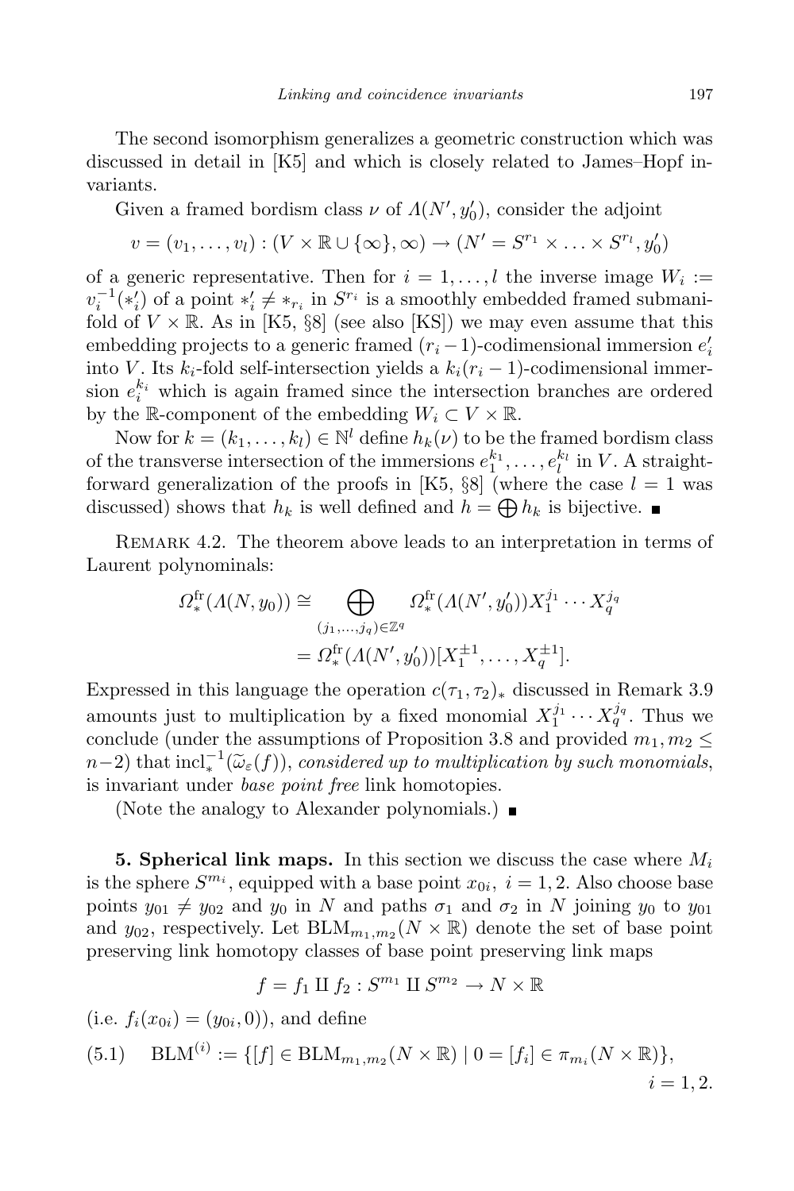The second isomorphism generalizes a geometric construction which was discussed in detail in [K5] and which is closely related to James–Hopf invariants.

Given a framed bordism class $\nu$ of $\Lambda(N', y_0')$, consider the adjoint

$$v = (v_1, \ldots, v_l) : (V \times \mathbb{R} \cup \{\infty\}, \infty) \to (N' = S^{r_1} \times \ldots \times S^{r_l}, y_0')$$

of a generic representative. Then for $i = 1, \ldots, l$ the inverse image $W_i := v_i^{-1}(*_i')$ of a point $*_i' \neq *_{r_i}$ in $S^{r_i}$ is a smoothly embedded framed submanifold of $V \times \mathbb{R}$. As in [K5, §8] (see also [KS]) we may even assume that this embedding projects to a generic framed $(r_i - 1)$-codimensional immersion $e_i'$ into $V$. Its $k_i$-fold self-intersection yields a $k_i(r_i - 1)$-codimensional immersion $e_i^{k_i}$ which is again framed since the intersection branches are ordered by the $\mathbb{R}$-component of the embedding $W_i \subset V \times \mathbb{R}$.

Now for $k = (k_1, \ldots, k_l) \in \mathbb{N}^l$ define $h_k(\nu)$ to be the framed bordism class of the transverse intersection of the immersions $e_1^{k_1}, \ldots, e_l^{k_l}$ in $V$. A straightforward generalization of the proofs in [K5, §8] (where the case $l = 1$ was discussed) shows that $h_k$ is well defined and $h = \bigoplus h_k$ is bijective. ∎

Remark 4.2. The theorem above leads to an interpretation in terms of Laurent polynominals:

$$\begin{aligned}
\Omega_*^{\mathrm{fr}}(\Lambda(N, y_0)) &\cong \bigoplus_{(j_1, \ldots, j_q) \in \mathbb{Z}^q} \Omega_*^{\mathrm{fr}}(\Lambda(N', y_0')) X_1^{j_1} \cdots X_q^{j_q} \\
&= \Omega_*^{\mathrm{fr}}(\Lambda(N', y_0'))[X_1^{\pm 1}, \ldots, X_q^{\pm 1}].
\end{aligned}$$

Expressed in this language the operation $c(\tau_1, \tau_2)_*$ discussed in Remark 3.9 amounts just to multiplication by a fixed monomial $X_1^{j_1} \cdots X_q^{j_q}$. Thus we conclude (under the assumptions of Proposition 3.8 and provided $m_1, m_2 \leq n-2$) that $\mathrm{incl}_*^{-1}(\widetilde{\omega}_\varepsilon(f))$, *considered up to multiplication by such monomials*, is invariant under *base point free* link homotopies.

(Note the analogy to Alexander polynomials.) ∎

**5. Spherical link maps.** In this section we discuss the case where $M_i$ is the sphere $S^{m_i}$, equipped with a base point $x_{0i}$, $i = 1, 2$. Also choose base points $y_{01} \neq y_{02}$ and $y_0$ in $N$ and paths $\sigma_1$ and $\sigma_2$ in $N$ joining $y_0$ to $y_{01}$ and $y_{02}$, respectively. Let $\mathrm{BLM}_{m_1, m_2}(N \times \mathbb{R})$ denote the set of base point preserving link homotopy classes of base point preserving link maps

$$f = f_1 \amalg f_2 : S^{m_1} \amalg S^{m_2} \to N \times \mathbb{R}$$

(i.e. $f_i(x_{0i}) = (y_{0i}, 0)$), and define

$$\mathrm{BLM}^{(i)} := \{[f] \in \mathrm{BLM}_{m_1, m_2}(N \times \mathbb{R}) \mid 0 = [f_i] \in \pi_{m_i}(N \times \mathbb{R})\}, \quad i = 1, 2. \tag{5.1}$$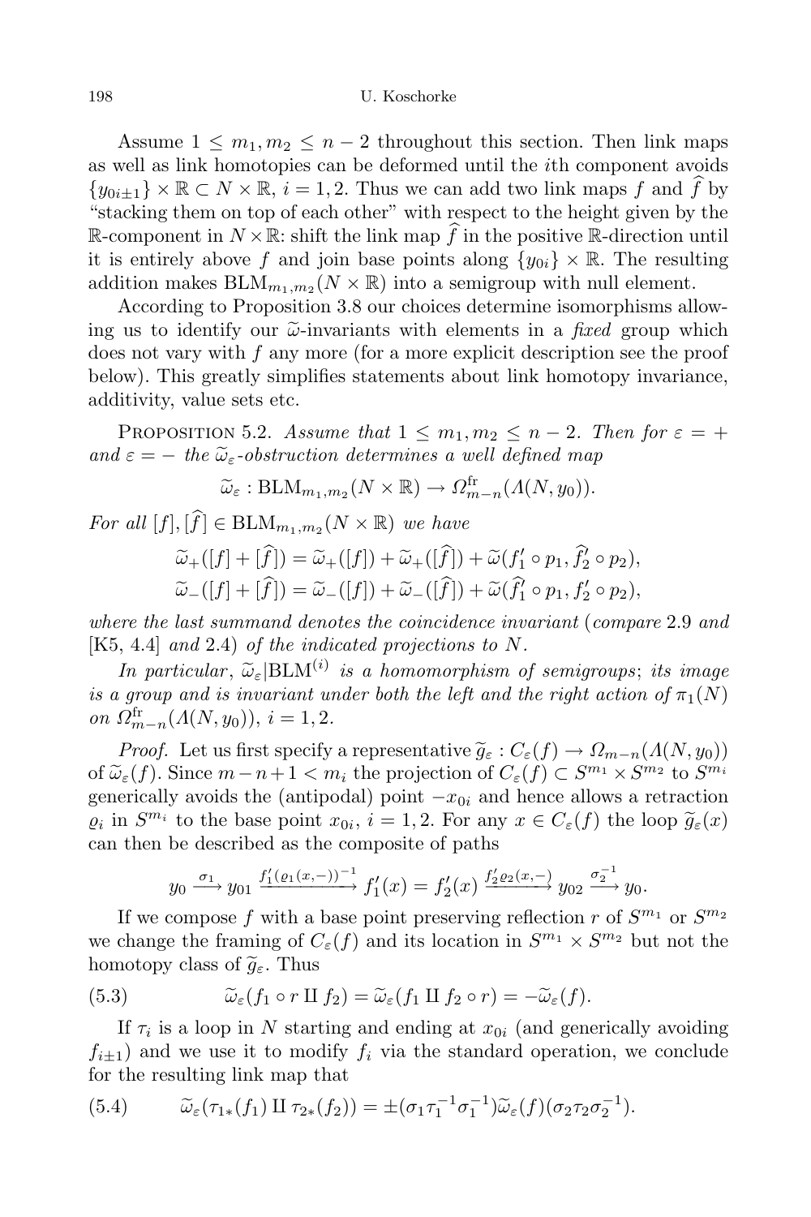Assume $1 \le m_1, m_2 \le n-2$ throughout this section. Then link maps as well as link homotopies can be deformed until the $i$th component avoids $\{y_{0i\pm 1}\} \times \mathbb{R} \subset N \times \mathbb{R}$, $i = 1, 2$. Thus we can add two link maps $f$ and $\widehat{f}$ by "stacking them on top of each other" with respect to the height given by the $\mathbb{R}$-component in $N \times \mathbb{R}$: shift the link map $\widehat{f}$ in the positive $\mathbb{R}$-direction until it is entirely above $f$ and join base points along $\{y_{0i}\} \times \mathbb{R}$. The resulting addition makes $\mathrm{BLM}_{m_1,m_2}(N \times \mathbb{R})$ into a semigroup with null element.

According to Proposition 3.8 our choices determine isomorphisms allowing us to identify our $\widetilde{\omega}$-invariants with elements in a *fixed* group which does not vary with $f$ any more (for a more explicit description see the proof below). This greatly simplifies statements about link homotopy invariance, additivity, value sets etc.

Proposition 5.2. *Assume that $1 \le m_1, m_2 \le n-2$. Then for $\varepsilon = +$ and $\varepsilon = -$ the $\widetilde{\omega}_\varepsilon$-obstruction determines a well defined map*

$$\widetilde{\omega}_\varepsilon : \mathrm{BLM}_{m_1,m_2}(N \times \mathbb{R}) \to \Omega^{\mathrm{fr}}_{m-n}(\Lambda(N, y_0)).$$

*For all $[f], [\widehat{f}] \in \mathrm{BLM}_{m_1,m_2}(N \times \mathbb{R})$ we have*

$$\widetilde{\omega}_+([f] + [\widehat{f}]) = \widetilde{\omega}_+([f]) + \widetilde{\omega}_+([\widehat{f}]) + \widetilde{\omega}(f'_1 \circ p_1, \widehat{f}'_2 \circ p_2),$$
$$\widetilde{\omega}_-([f] + [\widehat{f}]) = \widetilde{\omega}_-([f]) + \widetilde{\omega}_-([\widehat{f}]) + \widetilde{\omega}(\widehat{f}'_1 \circ p_1, f'_2 \circ p_2),$$

*where the last summand denotes the coincidence invariant* (*compare* 2.9 *and* [K5, 4.4] *and* 2.4) *of the indicated projections to $N$.*

*In particular*, $\widetilde{\omega}_\varepsilon|\mathrm{BLM}^{(i)}$ *is a homomorphism of semigroups*; *its image is a group and is invariant under both the left and the right action of $\pi_1(N)$ on $\Omega^{\mathrm{fr}}_{m-n}(\Lambda(N, y_0))$, $i = 1, 2$.*

*Proof.* Let us first specify a representative $\widetilde{g}_\varepsilon : C_\varepsilon(f) \to \Omega_{m-n}(\Lambda(N, y_0))$ of $\widetilde{\omega}_\varepsilon(f)$. Since $m - n + 1 < m_i$ the projection of $C_\varepsilon(f) \subset S^{m_1} \times S^{m_2}$ to $S^{m_i}$ generically avoids the (antipodal) point $-x_{0i}$ and hence allows a retraction $\varrho_i$ in $S^{m_i}$ to the base point $x_{0i}$, $i = 1, 2$. For any $x \in C_\varepsilon(f)$ the loop $\widetilde{g}_\varepsilon(x)$ can then be described as the composite of paths

$$y_0 \xrightarrow{\sigma_1} y_{01} \xrightarrow{f'_1(\varrho_1(x,-))^{-1}} f'_1(x) = f'_2(x) \xrightarrow{f'_2 \varrho_2(x,-)} y_{02} \xrightarrow{\sigma_2^{-1}} y_0.$$

If we compose $f$ with a base point preserving reflection $r$ of $S^{m_1}$ or $S^{m_2}$ we change the framing of $C_\varepsilon(f)$ and its location in $S^{m_1} \times S^{m_2}$ but not the homotopy class of $\widetilde{g}_\varepsilon$. Thus

$$\widetilde{\omega}_\varepsilon(f_1 \circ r \amalg f_2) = \widetilde{\omega}_\varepsilon(f_1 \amalg f_2 \circ r) = -\widetilde{\omega}_\varepsilon(f). \tag{5.3}$$

If $\tau_i$ is a loop in $N$ starting and ending at $x_{0i}$ (and generically avoiding $f_{i\pm 1}$) and we use it to modify $f_i$ via the standard operation, we conclude for the resulting link map that

$$\widetilde{\omega}_\varepsilon(\tau_{1*}(f_1) \amalg \tau_{2*}(f_2)) = \pm(\sigma_1 \tau_1^{-1} \sigma_1^{-1}) \widetilde{\omega}_\varepsilon(f)(\sigma_2 \tau_2 \sigma_2^{-1}). \tag{5.4}$$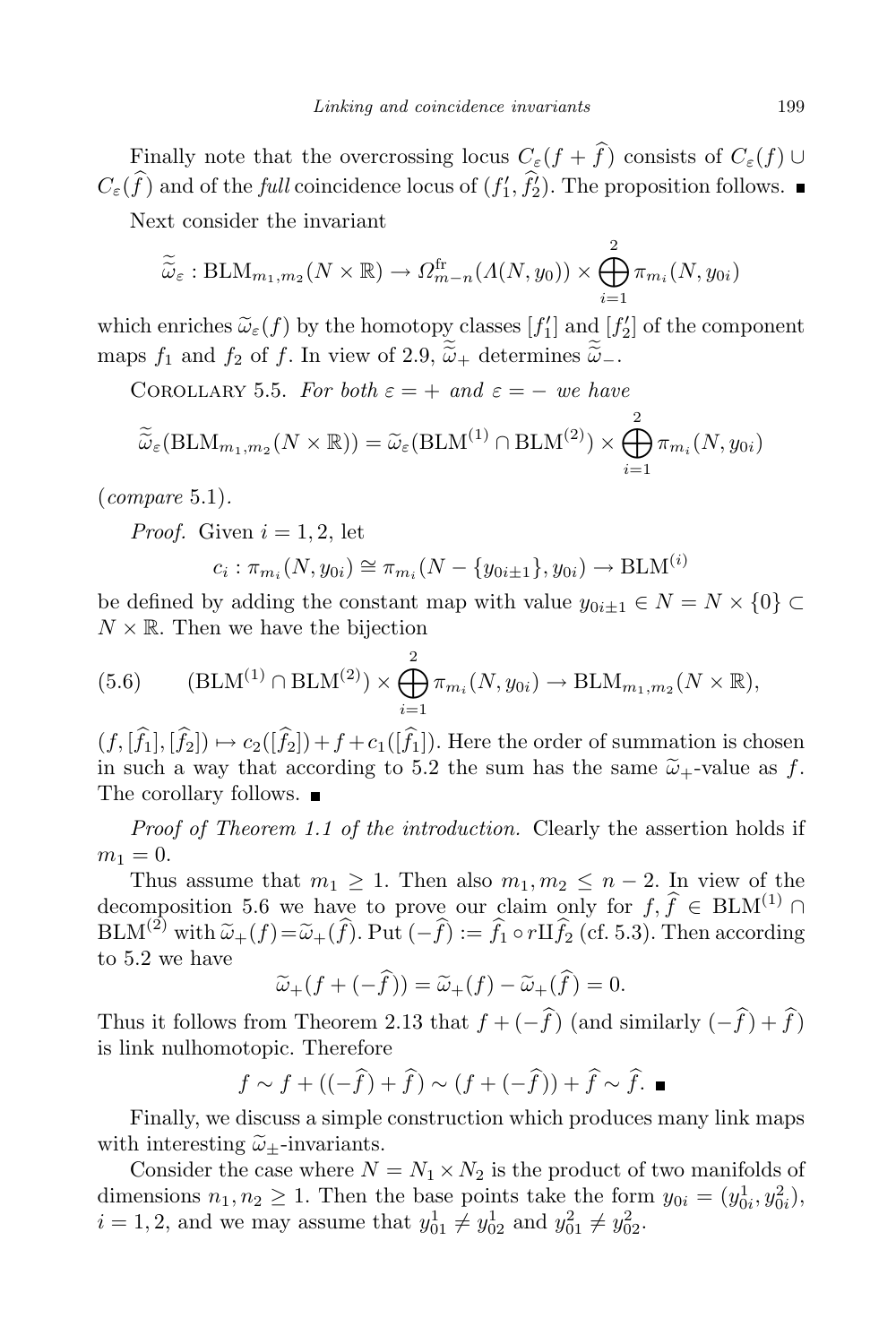Finally note that the overcrossing locus $C_\varepsilon(f+\widehat{f})$ consists of $C_\varepsilon(f) \cup C_\varepsilon(\widehat{f})$ and of the *full* coincidence locus of $(f_1', \widehat{f_2'})$. The proposition follows. ∎

Next consider the invariant

$$\widetilde{\widetilde{\omega}}_\varepsilon : \mathrm{BLM}_{m_1,m_2}(N \times \mathbb{R}) \to \Omega^{\mathrm{fr}}_{m-n}(\Lambda(N, y_0)) \times \bigoplus_{i=1}^{2} \pi_{m_i}(N, y_{0i})$$

which enriches $\widetilde{\omega}_\varepsilon(f)$ by the homotopy classes $[f_1']$ and $[f_2']$ of the component maps $f_1$ and $f_2$ of $f$. In view of 2.9, $\widetilde{\widetilde{\omega}}_+$ determines $\widetilde{\widetilde{\omega}}_-$.

Corollary 5.5. *For both $\varepsilon = +$ and $\varepsilon = -$ we have*

$$\widetilde{\widetilde{\omega}}_\varepsilon(\mathrm{BLM}_{m_1,m_2}(N \times \mathbb{R})) = \widetilde{\omega}_\varepsilon(\mathrm{BLM}^{(1)} \cap \mathrm{BLM}^{(2)}) \times \bigoplus_{i=1}^{2} \pi_{m_i}(N, y_{0i})$$

(*compare* 5.1).

*Proof.* Given $i = 1, 2$, let

$$c_i : \pi_{m_i}(N, y_{0i}) \cong \pi_{m_i}(N - \{y_{0i\pm1}\}, y_{0i}) \to \mathrm{BLM}^{(i)}$$

be defined by adding the constant map with value $y_{0i\pm1} \in N = N \times \{0\} \subset N \times \mathbb{R}$. Then we have the bijection

$$(5.6) \qquad (\mathrm{BLM}^{(1)} \cap \mathrm{BLM}^{(2)}) \times \bigoplus_{i=1}^{2} \pi_{m_i}(N, y_{0i}) \to \mathrm{BLM}_{m_1,m_2}(N \times \mathbb{R}),$$

$(f, [\widehat{f}_1], [\widehat{f}_2]) \mapsto c_2([\widehat{f}_2]) + f + c_1([\widehat{f}_1])$. Here the order of summation is chosen in such a way that according to 5.2 the sum has the same $\widetilde{\omega}_+$-value as $f$. The corollary follows. ∎

*Proof of Theorem 1.1 of the introduction.* Clearly the assertion holds if $m_1 = 0$.

Thus assume that $m_1 \geq 1$. Then also $m_1, m_2 \leq n-2$. In view of the decomposition 5.6 we have to prove our claim only for $f, \widehat{f} \in \mathrm{BLM}^{(1)} \cap \mathrm{BLM}^{(2)}$ with $\widetilde{\omega}_+(f) = \widetilde{\omega}_+(\widehat{f})$. Put $(-\widehat{f}) := \widehat{f}_1 \circ r \amalg \widehat{f}_2$ (cf. 5.3). Then according to 5.2 we have

$$\widetilde{\omega}_+(f + (-\widehat{f})) = \widetilde{\omega}_+(f) - \widetilde{\omega}_+(\widehat{f}) = 0.$$

Thus it follows from Theorem 2.13 that $f + (-\widehat{f})$ (and similarly $(-\widehat{f}) + \widehat{f}$) is link nulhomotopic. Therefore

$$f \sim f + ((-\widehat{f}) + \widehat{f}) \sim (f + (-\widehat{f})) + \widehat{f} \sim \widehat{f}. \; ∎$$

Finally, we discuss a simple construction which produces many link maps with interesting $\widetilde{\omega}_\pm$-invariants.

Consider the case where $N = N_1 \times N_2$ is the product of two manifolds of dimensions $n_1, n_2 \geq 1$. Then the base points take the form $y_{0i} = (y^1_{0i}, y^2_{0i})$, $i = 1, 2$, and we may assume that $y^1_{01} \neq y^1_{02}$ and $y^2_{01} \neq y^2_{02}$.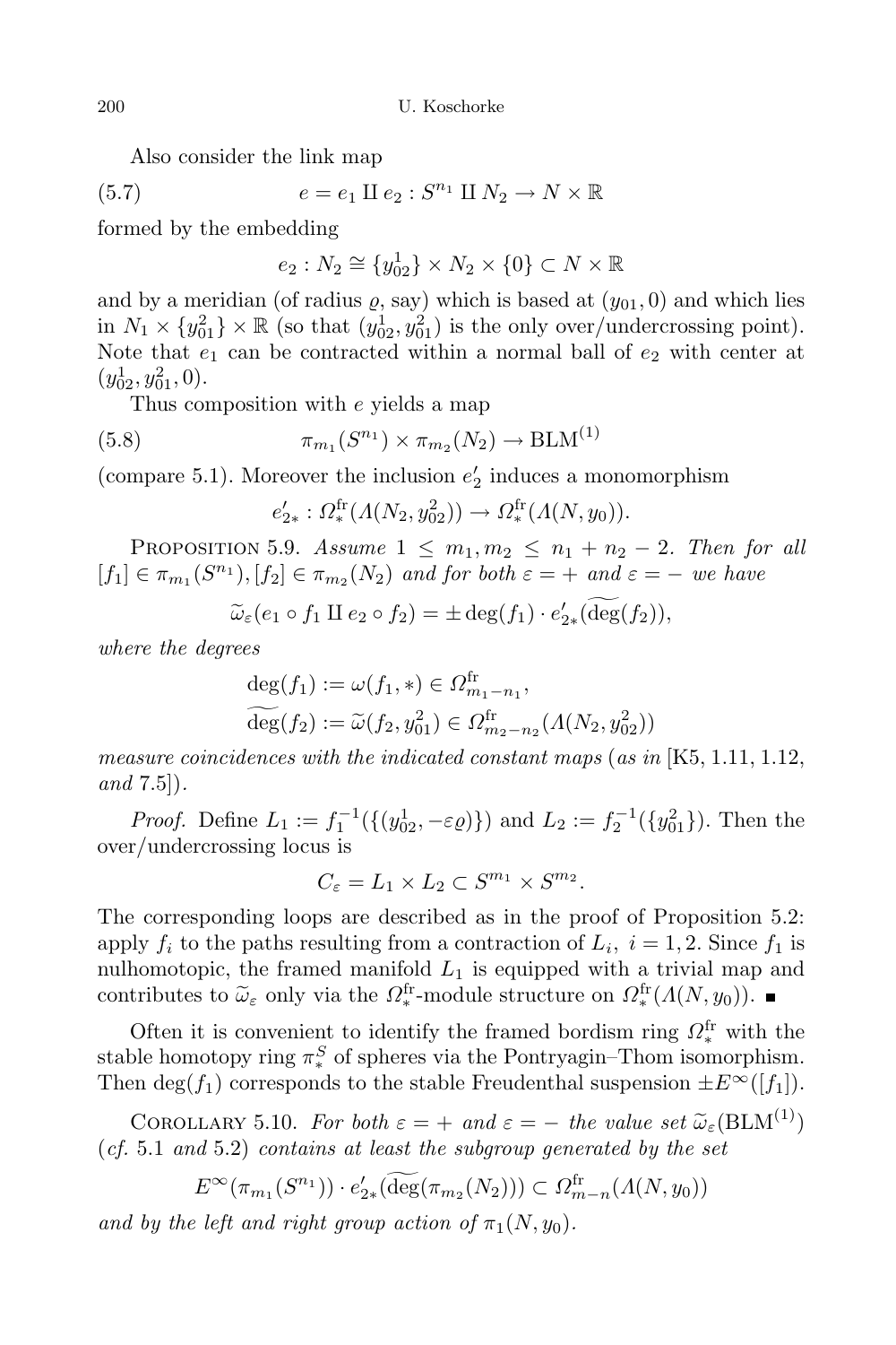Also consider the link map

$$e = e_1 \amalg e_2 : S^{n_1} \amalg N_2 \to N \times \mathbb{R} \tag{5.7}$$

formed by the embedding

$$e_2 : N_2 \cong \{y_{02}^1\} \times N_2 \times \{0\} \subset N \times \mathbb{R}$$

and by a meridian (of radius $\varrho$, say) which is based at $(y_{01}, 0)$ and which lies in $N_1 \times \{y_{01}^2\} \times \mathbb{R}$ (so that $(y_{02}^1, y_{01}^2)$ is the only over/undercrossing point). Note that $e_1$ can be contracted within a normal ball of $e_2$ with center at $(y_{02}^1, y_{01}^2, 0)$.

Thus composition with $e$ yields a map

$$\pi_{m_1}(S^{n_1}) \times \pi_{m_2}(N_2) \to \mathrm{BLM}^{(1)} \tag{5.8}$$

(compare 5.1). Moreover the inclusion $e_2'$ induces a monomorphism

$$e'_{2*} : \Omega_*^{\mathrm{fr}}(\Lambda(N_2, y_{02}^2)) \to \Omega_*^{\mathrm{fr}}(\Lambda(N, y_0)).$$

Proposition 5.9. *Assume* $1 \le m_1, m_2 \le n_1 + n_2 - 2$. *Then for all* $[f_1] \in \pi_{m_1}(S^{n_1}), [f_2] \in \pi_{m_2}(N_2)$ *and for both* $\varepsilon = +$ *and* $\varepsilon = -$ *we have*

$$\widetilde{\omega}_\varepsilon(e_1 \circ f_1 \amalg e_2 \circ f_2) = \pm \deg(f_1) \cdot e'_{2*}(\widetilde{\deg}(f_2)),$$

*where the degrees*

$$\deg(f_1) := \omega(f_1, *) \in \Omega_{m_1 - n_1}^{\mathrm{fr}},$$
$$\widetilde{\deg}(f_2) := \widetilde{\omega}(f_2, y_{01}^2) \in \Omega_{m_2 - n_2}^{\mathrm{fr}}(\Lambda(N_2, y_{02}^2))$$

*measure coincidences with the indicated constant maps* (*as in* [K5, 1.11, 1.12, *and* 7.5]).

*Proof.* Define $L_1 := f_1^{-1}(\{(y_{02}^1, -\varepsilon\varrho)\})$ and $L_2 := f_2^{-1}(\{y_{01}^2\})$. Then the over/undercrossing locus is

$$C_\varepsilon = L_1 \times L_2 \subset S^{m_1} \times S^{m_2}.$$

The corresponding loops are described as in the proof of Proposition 5.2: apply $f_i$ to the paths resulting from a contraction of $L_i$, $i = 1, 2$. Since $f_1$ is nulhomotopic, the framed manifold $L_1$ is equipped with a trivial map and contributes to $\widetilde{\omega}_\varepsilon$ only via the $\Omega_*^{\mathrm{fr}}$-module structure on $\Omega_*^{\mathrm{fr}}(\Lambda(N, y_0))$. ∎

Often it is convenient to identify the framed bordism ring $\Omega_*^{\mathrm{fr}}$ with the stable homotopy ring $\pi_*^S$ of spheres via the Pontryagin–Thom isomorphism. Then $\deg(f_1)$ corresponds to the stable Freudenthal suspension $\pm E^\infty([f_1])$.

Corollary 5.10. *For both* $\varepsilon = +$ *and* $\varepsilon = -$ *the value set* $\widetilde{\omega}_\varepsilon(\mathrm{BLM}^{(1)})$ (*cf.* 5.1 *and* 5.2) *contains at least the subgroup generated by the set*

$$E^\infty(\pi_{m_1}(S^{n_1})) \cdot e'_{2*}(\widetilde{\deg}(\pi_{m_2}(N_2))) \subset \Omega_{m-n}^{\mathrm{fr}}(\Lambda(N, y_0))$$

*and by the left and right group action of* $\pi_1(N, y_0)$.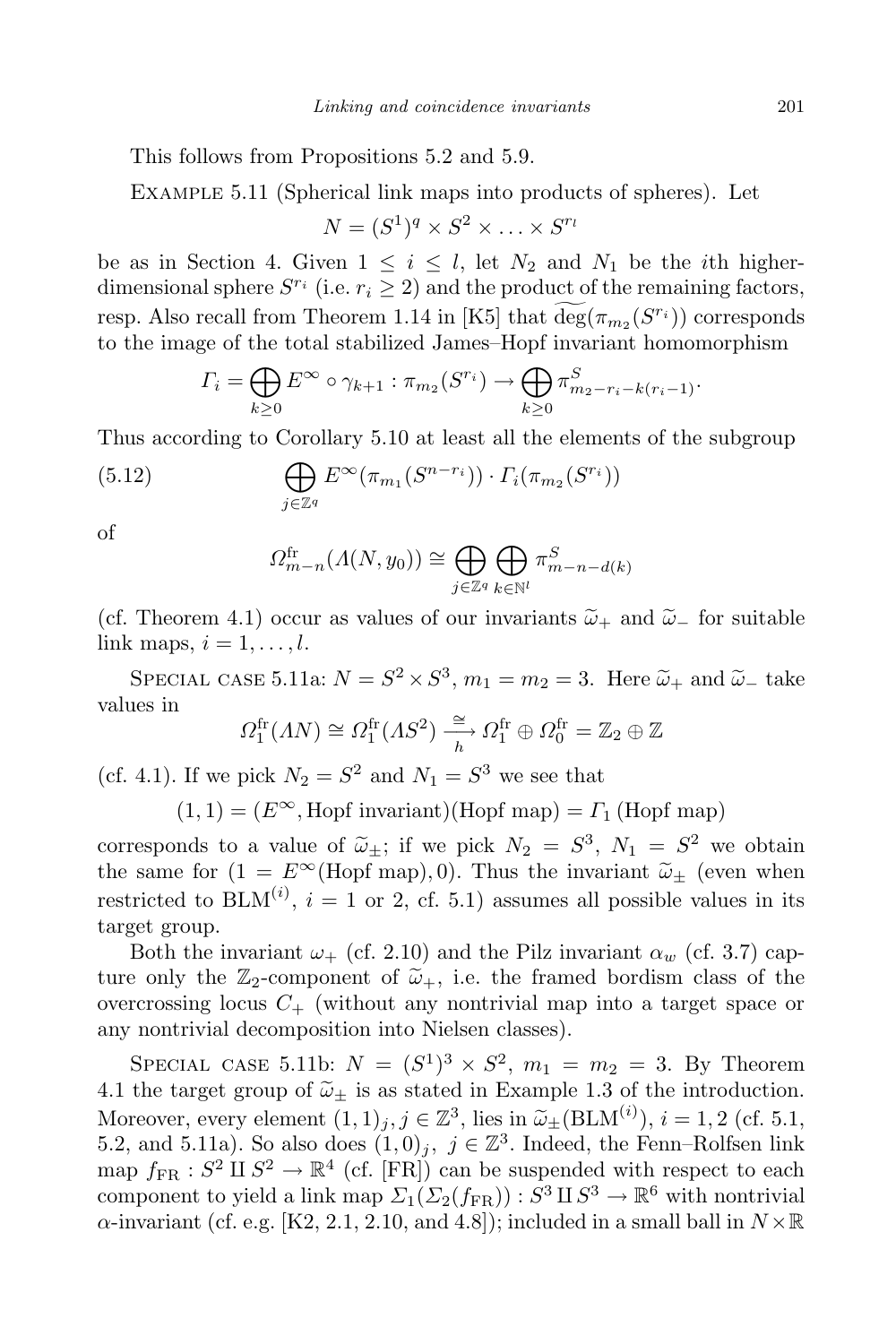This follows from Propositions 5.2 and 5.9.

Example 5.11 (Spherical link maps into products of spheres). Let

$$N = (S^1)^q \times S^2 \times \ldots \times S^{r_l}$$

be as in Section 4. Given $1 \le i \le l$, let $N_2$ and $N_1$ be the $i$th higher-dimensional sphere $S^{r_i}$ (i.e. $r_i \ge 2$) and the product of the remaining factors, resp. Also recall from Theorem 1.14 in [K5] that $\widetilde{\deg}(\pi_{m_2}(S^{r_i}))$ corresponds to the image of the total stabilized James–Hopf invariant homomorphism

$$\Gamma_i = \bigoplus_{k\ge 0} E^\infty \circ \gamma_{k+1} : \pi_{m_2}(S^{r_i}) \to \bigoplus_{k\ge 0} \pi^S_{m_2 - r_i - k(r_i-1)}.$$

Thus according to Corollary 5.10 at least all the elements of the subgroup

$$\bigoplus_{j\in\mathbb{Z}^q} E^\infty(\pi_{m_1}(S^{n-r_i}))\cdot \Gamma_i(\pi_{m_2}(S^{r_i})) \tag{5.12}$$

of

$$\Omega^{\mathrm{fr}}_{m-n}(\Lambda(N,y_0)) \cong \bigoplus_{j\in\mathbb{Z}^q}\bigoplus_{k\in\mathbb{N}^l} \pi^S_{m-n-d(k)}$$

(cf. Theorem 4.1) occur as values of our invariants $\widetilde{\omega}_+$ and $\widetilde{\omega}_-$ for suitable link maps, $i = 1,\ldots,l$.

Special case 5.11a: $N = S^2\times S^3$, $m_1 = m_2 = 3$. Here $\widetilde{\omega}_+$ and $\widetilde{\omega}_-$ take values in

$$\Omega^{\mathrm{fr}}_1(\Lambda N) \cong \Omega^{\mathrm{fr}}_1(\Lambda S^2) \xrightarrow[h]{\cong} \Omega^{\mathrm{fr}}_1 \oplus \Omega^{\mathrm{fr}}_0 = \mathbb{Z}_2 \oplus \mathbb{Z}$$

(cf. 4.1). If we pick $N_2 = S^2$ and $N_1 = S^3$ we see that

$$(1,1) = (E^\infty, \text{Hopf invariant})(\text{Hopf map}) = \Gamma_1\,(\text{Hopf map})$$

corresponds to a value of $\widetilde{\omega}_\pm$; if we pick $N_2 = S^3$, $N_1 = S^2$ we obtain the same for $(1 = E^\infty(\text{Hopf map}), 0)$. Thus the invariant $\widetilde{\omega}_\pm$ (even when restricted to $\mathrm{BLM}^{(i)}$, $i = 1$ or $2$, cf. 5.1) assumes all possible values in its target group.

Both the invariant $\omega_+$ (cf. 2.10) and the Pilz invariant $\alpha_w$ (cf. 3.7) capture only the $\mathbb{Z}_2$-component of $\widetilde{\omega}_+$, i.e. the framed bordism class of the overcrossing locus $C_+$ (without any nontrivial map into a target space or any nontrivial decomposition into Nielsen classes).

Special case 5.11b: $N = (S^1)^3 \times S^2$, $m_1 = m_2 = 3$. By Theorem 4.1 the target group of $\widetilde{\omega}_\pm$ is as stated in Example 1.3 of the introduction. Moreover, every element $(1,1)_j, j\in\mathbb{Z}^3$, lies in $\widetilde{\omega}_\pm(\mathrm{BLM}^{(i)})$, $i = 1,2$ (cf. 5.1, 5.2, and 5.11a). So also does $(1,0)_j$, $j\in\mathbb{Z}^3$. Indeed, the Fenn–Rolfsen link map $f_{\mathrm{FR}} : S^2 \amalg S^2 \to \mathbb{R}^4$ (cf. [FR]) can be suspended with respect to each component to yield a link map $\Sigma_1(\Sigma_2(f_{\mathrm{FR}})) : S^3 \amalg S^3 \to \mathbb{R}^6$ with nontrivial $\alpha$-invariant (cf. e.g. [K2, 2.1, 2.10, and 4.8]); included in a small ball in $N\times\mathbb{R}$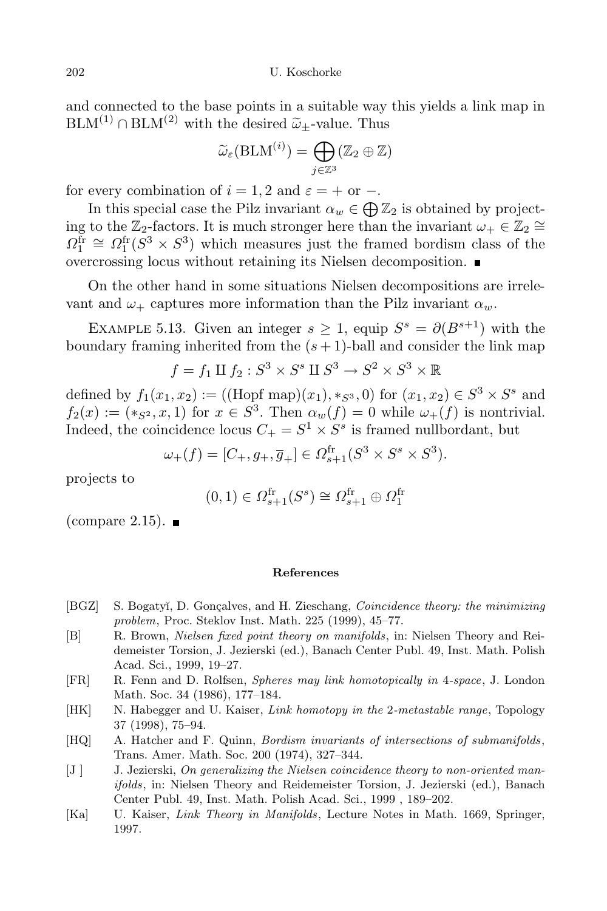and connected to the base points in a suitable way this yields a link map in $\mathrm{BLM}^{(1)} \cap \mathrm{BLM}^{(2)}$ with the desired $\widetilde{\omega}_\pm$-value. Thus

$$\widetilde{\omega}_\varepsilon(\mathrm{BLM}^{(i)}) = \bigoplus_{j \in \mathbb{Z}^3} (\mathbb{Z}_2 \oplus \mathbb{Z})$$

for every combination of $i = 1, 2$ and $\varepsilon = +$ or $-$.

In this special case the Pilz invariant $\alpha_w \in \bigoplus \mathbb{Z}_2$ is obtained by projecting to the $\mathbb{Z}_2$-factors. It is much stronger here than the invariant $\omega_+ \in \mathbb{Z}_2 \cong \Omega_1^{\mathrm{fr}} \cong \Omega_1^{\mathrm{fr}}(S^3 \times S^3)$ which measures just the framed bordism class of the overcrossing locus without retaining its Nielsen decomposition. ■

On the other hand in some situations Nielsen decompositions are irrelevant and $\omega_+$ captures more information than the Pilz invariant $\alpha_w$.

Example 5.13. Given an integer $s \geq 1$, equip $S^s = \partial(B^{s+1})$ with the boundary framing inherited from the $(s+1)$-ball and consider the link map

$$f = f_1 \amalg f_2 : S^3 \times S^s \amalg S^3 \to S^2 \times S^3 \times \mathbb{R}$$

defined by $f_1(x_1, x_2) := ((\text{Hopf map})(x_1), *_{S^3}, 0)$ for $(x_1, x_2) \in S^3 \times S^s$ and $f_2(x) := (*_{S^2}, x, 1)$ for $x \in S^3$. Then $\alpha_w(f) = 0$ while $\omega_+(f)$ is nontrivial. Indeed, the coincidence locus $C_+ = S^1 \times S^s$ is framed nullbordant, but

$$\omega_+(f) = [C_+, g_+, \overline{g}_+] \in \Omega_{s+1}^{\mathrm{fr}}(S^3 \times S^s \times S^3).$$

projects to

$$(0, 1) \in \Omega_{s+1}^{\mathrm{fr}}(S^s) \cong \Omega_{s+1}^{\mathrm{fr}} \oplus \Omega_1^{\mathrm{fr}}$$

(compare 2.15). ■

## References

[BGZ] S. Bogatyĭ, D. Gonçalves, and H. Zieschang, *Coincidence theory: the minimizing problem*, Proc. Steklov Inst. Math. 225 (1999), 45–77.

[B] R. Brown, *Nielsen fixed point theory on manifolds*, in: Nielsen Theory and Reidemeister Torsion, J. Jezierski (ed.), Banach Center Publ. 49, Inst. Math. Polish Acad. Sci., 1999, 19–27.

[FR] R. Fenn and D. Rolfsen, *Spheres may link homotopically in 4-space*, J. London Math. Soc. 34 (1986), 177–184.

[HK] N. Habegger and U. Kaiser, *Link homotopy in the 2-metastable range*, Topology 37 (1998), 75–94.

[HQ] A. Hatcher and F. Quinn, *Bordism invariants of intersections of submanifolds*, Trans. Amer. Math. Soc. 200 (1974), 327–344.

[J ] J. Jezierski, *On generalizing the Nielsen coincidence theory to non-oriented manifolds*, in: Nielsen Theory and Reidemeister Torsion, J. Jezierski (ed.), Banach Center Publ. 49, Inst. Math. Polish Acad. Sci., 1999 , 189–202.

[Ka] U. Kaiser, *Link Theory in Manifolds*, Lecture Notes in Math. 1669, Springer, 1997.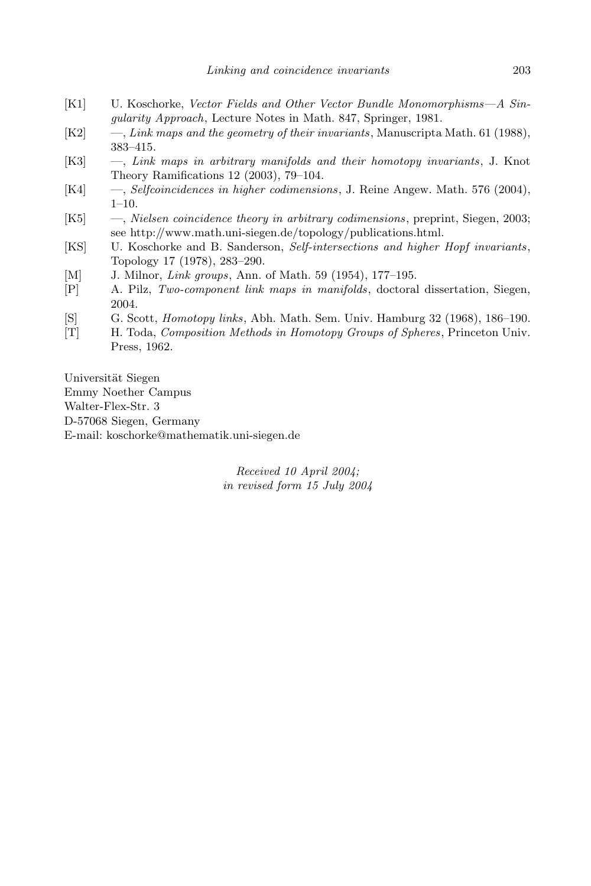[K1] U. Koschorke, *Vector Fields and Other Vector Bundle Monomorphisms—A Singularity Approach*, Lecture Notes in Math. 847, Springer, 1981.

[K2] —, *Link maps and the geometry of their invariants*, Manuscripta Math. 61 (1988), 383–415.

[K3] —, *Link maps in arbitrary manifolds and their homotopy invariants*, J. Knot Theory Ramifications 12 (2003), 79–104.

[K4] —, *Selfcoincidences in higher codimensions*, J. Reine Angew. Math. 576 (2004), 1–10.

[K5] —, *Nielsen coincidence theory in arbitrary codimensions*, preprint, Siegen, 2003; see http://www.math.uni-siegen.de/topology/publications.html.

[KS] U. Koschorke and B. Sanderson, *Self-intersections and higher Hopf invariants*, Topology 17 (1978), 283–290.

[M] J. Milnor, *Link groups*, Ann. of Math. 59 (1954), 177–195.

[P] A. Pilz, *Two-component link maps in manifolds*, doctoral dissertation, Siegen, 2004.

[S] G. Scott, *Homotopy links*, Abh. Math. Sem. Univ. Hamburg 32 (1968), 186–190.

[T] H. Toda, *Composition Methods in Homotopy Groups of Spheres*, Princeton Univ. Press, 1962.

Universität Siegen
Emmy Noether Campus
Walter-Flex-Str. 3
D-57068 Siegen, Germany
E-mail: koschorke@mathematik.uni-siegen.de

*Received 10 April 2004;*
*in revised form 15 July 2004*